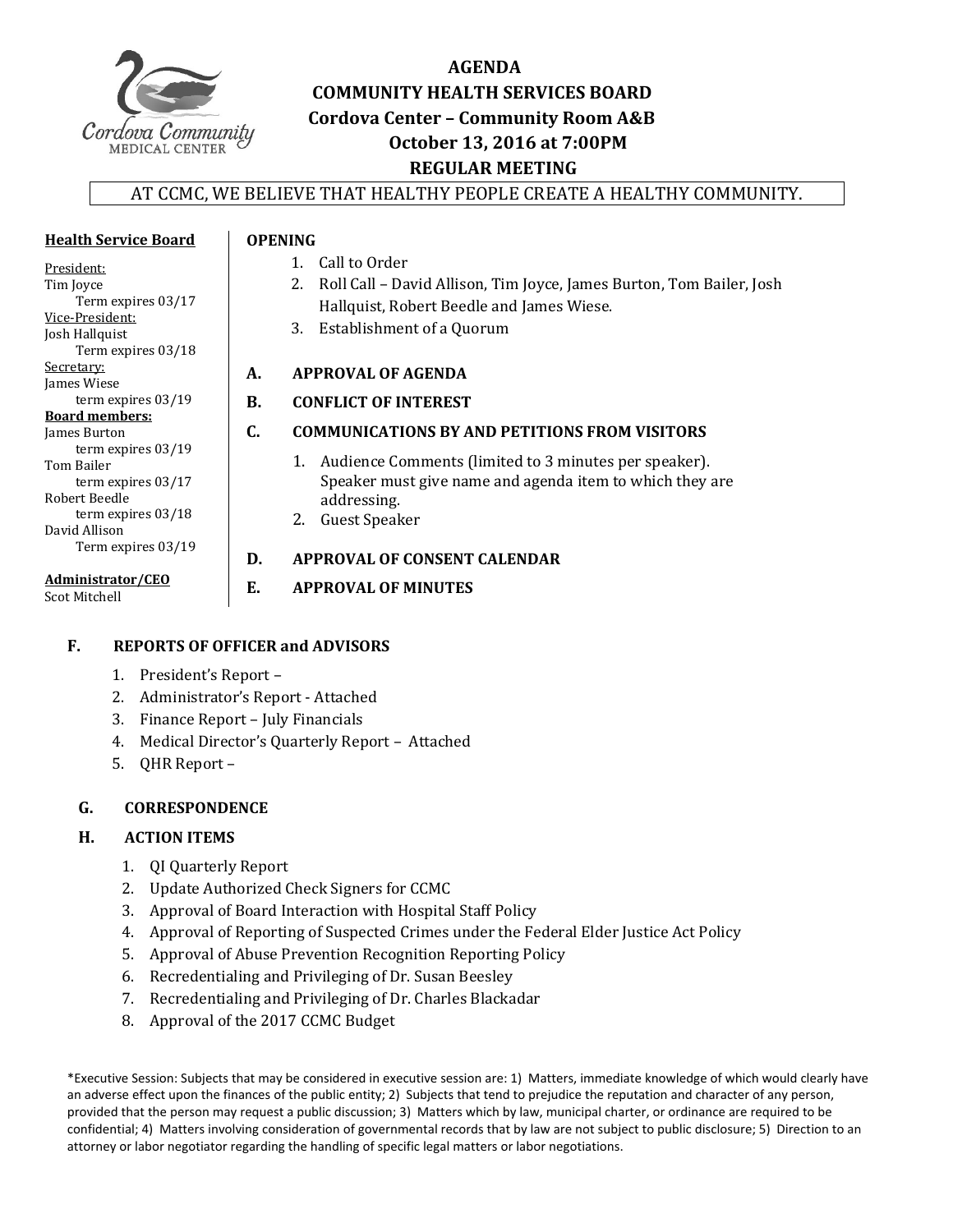# AGENDA

## COMMUNITY HEALTH SERVICES BOARD

### Cordova Center – Community Room A&B

### October 13, 2016 at 7:00PM

### REGULAR MEETING

AT CCMC, WE BELIEVE THAT HEALTHY PEOPLE CREATE A HEALTHY COMMUNITY.

**Health Service Board**

President:
Tim Joyce
Term expires 03/17

Vice-President:
Josh Hallquist
Term expires 03/18

Secretary:
James Wiese
term expires 03/19

**Board members:**
James Burton
term expires 03/19

Tom Bailer
term expires 03/17

Robert Beedle
term expires 03/18

David Allison
Term expires 03/19

**Administrator/CEO**
Scot Mitchell

**OPENING**

1. Call to Order
2. Roll Call – David Allison, Tim Joyce, James Burton, Tom Bailer, Josh Hallquist, Robert Beedle and James Wiese.
3. Establishment of a Quorum

**A. APPROVAL OF AGENDA**

**B. CONFLICT OF INTEREST**

**C. COMMUNICATIONS BY AND PETITIONS FROM VISITORS**

1. Audience Comments (limited to 3 minutes per speaker). Speaker must give name and agenda item to which they are addressing.
2. Guest Speaker

**D. APPROVAL OF CONSENT CALENDAR**

**E. APPROVAL OF MINUTES**

**F. REPORTS OF OFFICER and ADVISORS**

1. President's Report –
2. Administrator's Report - Attached
3. Finance Report – July Financials
4. Medical Director's Quarterly Report – Attached
5. QHR Report –

**G. CORRESPONDENCE**

**H. ACTION ITEMS**

1. QI Quarterly Report
2. Update Authorized Check Signers for CCMC
3. Approval of Board Interaction with Hospital Staff Policy
4. Approval of Reporting of Suspected Crimes under the Federal Elder Justice Act Policy
5. Approval of Abuse Prevention Recognition Reporting Policy
6. Recredentialing and Privileging of Dr. Susan Beesley
7. Recredentialing and Privileging of Dr. Charles Blackadar
8. Approval of the 2017 CCMC Budget

*Executive Session: Subjects that may be considered in executive session are: 1) Matters, immediate knowledge of which would clearly have an adverse effect upon the finances of the public entity; 2) Subjects that tend to prejudice the reputation and character of any person, provided that the person may request a public discussion; 3) Matters which by law, municipal charter, or ordinance are required to be confidential; 4) Matters involving consideration of governmental records that by law are not subject to public disclosure; 5) Direction to an attorney or labor negotiator regarding the handling of specific legal matters or labor negotiations.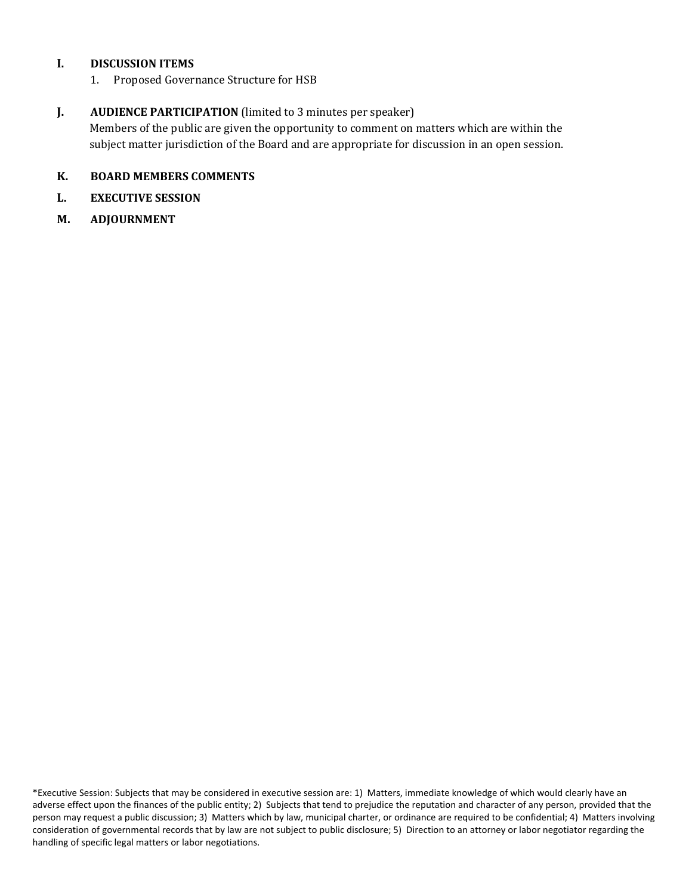## I. DISCUSSION ITEMS

1. Proposed Governance Structure for HSB

## J. AUDIENCE PARTICIPATION (limited to 3 minutes per speaker)

Members of the public are given the opportunity to comment on matters which are within the subject matter jurisdiction of the Board and are appropriate for discussion in an open session.

## K. BOARD MEMBERS COMMENTS

## L. EXECUTIVE SESSION

## M. ADJOURNMENT

*Executive Session: Subjects that may be considered in executive session are: 1) Matters, immediate knowledge of which would clearly have an adverse effect upon the finances of the public entity; 2) Subjects that tend to prejudice the reputation and character of any person, provided that the person may request a public discussion; 3) Matters which by law, municipal charter, or ordinance are required to be confidential; 4) Matters involving consideration of governmental records that by law are not subject to public disclosure; 5) Direction to an attorney or labor negotiator regarding the handling of specific legal matters or labor negotiations.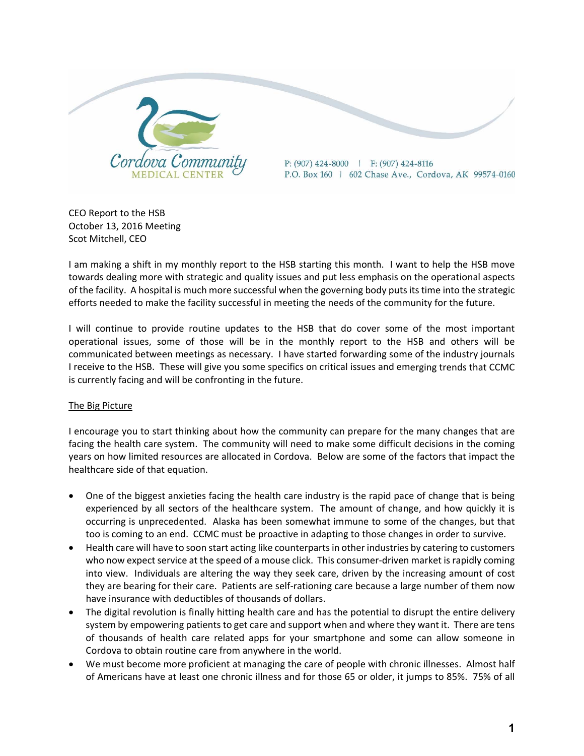Cordova Community MEDICAL CENTER

P: (907) 424-8000 | F: (907) 424-8116
P.O. Box 160 | 602 Chase Ave., Cordova, AK 99574-0160

CEO Report to the HSB
October 13, 2016 Meeting
Scot Mitchell, CEO

I am making a shift in my monthly report to the HSB starting this month. I want to help the HSB move towards dealing more with strategic and quality issues and put less emphasis on the operational aspects of the facility. A hospital is much more successful when the governing body puts its time into the strategic efforts needed to make the facility successful in meeting the needs of the community for the future.

I will continue to provide routine updates to the HSB that do cover some of the most important operational issues, some of those will be in the monthly report to the HSB and others will be communicated between meetings as necessary. I have started forwarding some of the industry journals I receive to the HSB. These will give you some specifics on critical issues and emerging trends that CCMC is currently facing and will be confronting in the future.

## The Big Picture

I encourage you to start thinking about how the community can prepare for the many changes that are facing the health care system. The community will need to make some difficult decisions in the coming years on how limited resources are allocated in Cordova. Below are some of the factors that impact the healthcare side of that equation.

- One of the biggest anxieties facing the health care industry is the rapid pace of change that is being experienced by all sectors of the healthcare system. The amount of change, and how quickly it is occurring is unprecedented. Alaska has been somewhat immune to some of the changes, but that too is coming to an end. CCMC must be proactive in adapting to those changes in order to survive.
- Health care will have to soon start acting like counterparts in other industries by catering to customers who now expect service at the speed of a mouse click. This consumer-driven market is rapidly coming into view. Individuals are altering the way they seek care, driven by the increasing amount of cost they are bearing for their care. Patients are self-rationing care because a large number of them now have insurance with deductibles of thousands of dollars.
- The digital revolution is finally hitting health care and has the potential to disrupt the entire delivery system by empowering patients to get care and support when and where they want it. There are tens of thousands of health care related apps for your smartphone and some can allow someone in Cordova to obtain routine care from anywhere in the world.
- We must become more proficient at managing the care of people with chronic illnesses. Almost half of Americans have at least one chronic illness and for those 65 or older, it jumps to 85%. 75% of all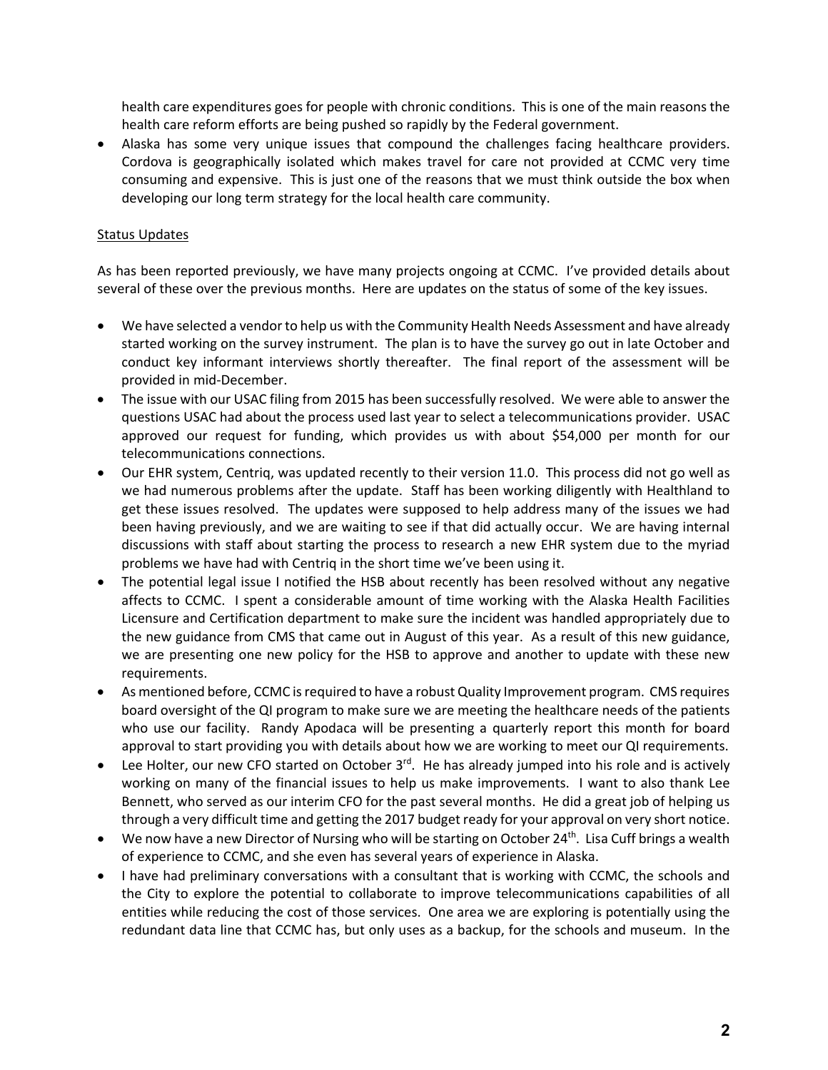health care expenditures goes for people with chronic conditions. This is one of the main reasons the health care reform efforts are being pushed so rapidly by the Federal government.

- Alaska has some very unique issues that compound the challenges facing healthcare providers. Cordova is geographically isolated which makes travel for care not provided at CCMC very time consuming and expensive. This is just one of the reasons that we must think outside the box when developing our long term strategy for the local health care community.

Status Updates

As has been reported previously, we have many projects ongoing at CCMC. I've provided details about several of these over the previous months. Here are updates on the status of some of the key issues.

- We have selected a vendor to help us with the Community Health Needs Assessment and have already started working on the survey instrument. The plan is to have the survey go out in late October and conduct key informant interviews shortly thereafter. The final report of the assessment will be provided in mid-December.
- The issue with our USAC filing from 2015 has been successfully resolved. We were able to answer the questions USAC had about the process used last year to select a telecommunications provider. USAC approved our request for funding, which provides us with about $54,000 per month for our telecommunications connections.
- Our EHR system, Centriq, was updated recently to their version 11.0. This process did not go well as we had numerous problems after the update. Staff has been working diligently with Healthland to get these issues resolved. The updates were supposed to help address many of the issues we had been having previously, and we are waiting to see if that did actually occur. We are having internal discussions with staff about starting the process to research a new EHR system due to the myriad problems we have had with Centriq in the short time we've been using it.
- The potential legal issue I notified the HSB about recently has been resolved without any negative affects to CCMC. I spent a considerable amount of time working with the Alaska Health Facilities Licensure and Certification department to make sure the incident was handled appropriately due to the new guidance from CMS that came out in August of this year. As a result of this new guidance, we are presenting one new policy for the HSB to approve and another to update with these new requirements.
- As mentioned before, CCMC is required to have a robust Quality Improvement program. CMS requires board oversight of the QI program to make sure we are meeting the healthcare needs of the patients who use our facility. Randy Apodaca will be presenting a quarterly report this month for board approval to start providing you with details about how we are working to meet our QI requirements.
- Lee Holter, our new CFO started on October 3rd. He has already jumped into his role and is actively working on many of the financial issues to help us make improvements. I want to also thank Lee Bennett, who served as our interim CFO for the past several months. He did a great job of helping us through a very difficult time and getting the 2017 budget ready for your approval on very short notice.
- We now have a new Director of Nursing who will be starting on October 24th. Lisa Cuff brings a wealth of experience to CCMC, and she even has several years of experience in Alaska.
- I have had preliminary conversations with a consultant that is working with CCMC, the schools and the City to explore the potential to collaborate to improve telecommunications capabilities of all entities while reducing the cost of those services. One area we are exploring is potentially using the redundant data line that CCMC has, but only uses as a backup, for the schools and museum. In the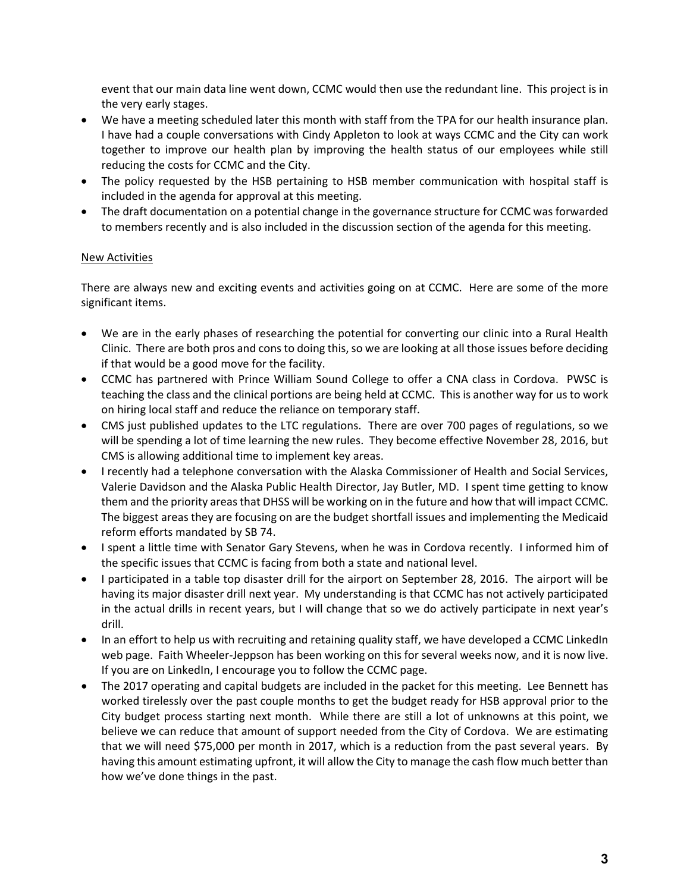event that our main data line went down, CCMC would then use the redundant line. This project is in the very early stages.

- We have a meeting scheduled later this month with staff from the TPA for our health insurance plan. I have had a couple conversations with Cindy Appleton to look at ways CCMC and the City can work together to improve our health plan by improving the health status of our employees while still reducing the costs for CCMC and the City.
- The policy requested by the HSB pertaining to HSB member communication with hospital staff is included in the agenda for approval at this meeting.
- The draft documentation on a potential change in the governance structure for CCMC was forwarded to members recently and is also included in the discussion section of the agenda for this meeting.

<u>New Activities</u>

There are always new and exciting events and activities going on at CCMC. Here are some of the more significant items.

- We are in the early phases of researching the potential for converting our clinic into a Rural Health Clinic. There are both pros and cons to doing this, so we are looking at all those issues before deciding if that would be a good move for the facility.
- CCMC has partnered with Prince William Sound College to offer a CNA class in Cordova. PWSC is teaching the class and the clinical portions are being held at CCMC. This is another way for us to work on hiring local staff and reduce the reliance on temporary staff.
- CMS just published updates to the LTC regulations. There are over 700 pages of regulations, so we will be spending a lot of time learning the new rules. They become effective November 28, 2016, but CMS is allowing additional time to implement key areas.
- I recently had a telephone conversation with the Alaska Commissioner of Health and Social Services, Valerie Davidson and the Alaska Public Health Director, Jay Butler, MD. I spent time getting to know them and the priority areas that DHSS will be working on in the future and how that will impact CCMC. The biggest areas they are focusing on are the budget shortfall issues and implementing the Medicaid reform efforts mandated by SB 74.
- I spent a little time with Senator Gary Stevens, when he was in Cordova recently. I informed him of the specific issues that CCMC is facing from both a state and national level.
- I participated in a table top disaster drill for the airport on September 28, 2016. The airport will be having its major disaster drill next year. My understanding is that CCMC has not actively participated in the actual drills in recent years, but I will change that so we do actively participate in next year's drill.
- In an effort to help us with recruiting and retaining quality staff, we have developed a CCMC LinkedIn web page. Faith Wheeler-Jeppson has been working on this for several weeks now, and it is now live. If you are on LinkedIn, I encourage you to follow the CCMC page.
- The 2017 operating and capital budgets are included in the packet for this meeting. Lee Bennett has worked tirelessly over the past couple months to get the budget ready for HSB approval prior to the City budget process starting next month. While there are still a lot of unknowns at this point, we believe we can reduce that amount of support needed from the City of Cordova. We are estimating that we will need $75,000 per month in 2017, which is a reduction from the past several years. By having this amount estimating upfront, it will allow the City to manage the cash flow much better than how we've done things in the past.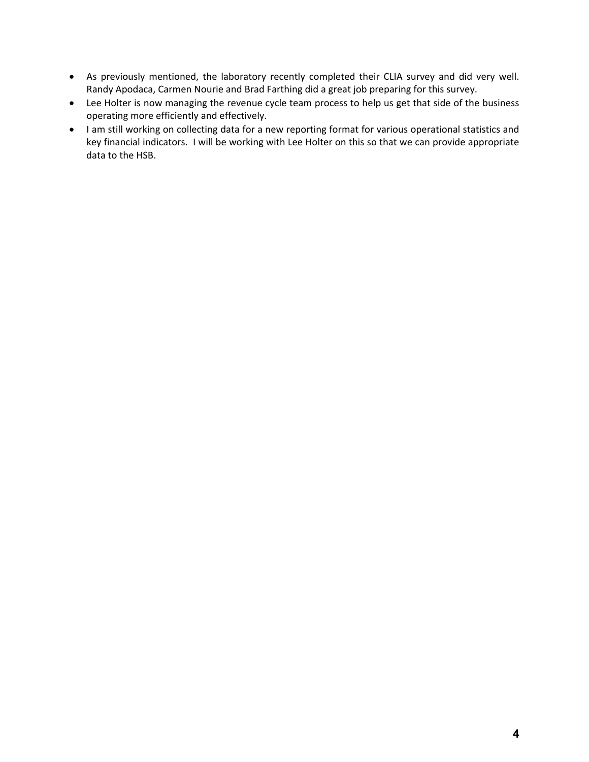- As previously mentioned, the laboratory recently completed their CLIA survey and did very well. Randy Apodaca, Carmen Nourie and Brad Farthing did a great job preparing for this survey.
- Lee Holter is now managing the revenue cycle team process to help us get that side of the business operating more efficiently and effectively.
- I am still working on collecting data for a new reporting format for various operational statistics and key financial indicators. I will be working with Lee Holter on this so that we can provide appropriate data to the HSB.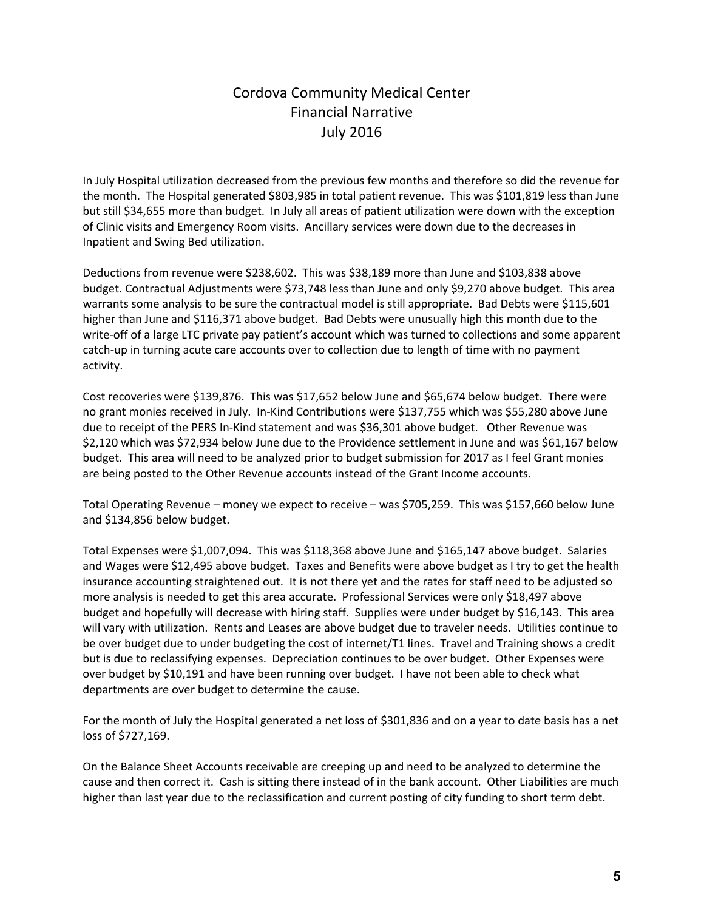# Cordova Community Medical Center
## Financial Narrative
## July 2016

In July Hospital utilization decreased from the previous few months and therefore so did the revenue for the month. The Hospital generated $803,985 in total patient revenue. This was $101,819 less than June but still $34,655 more than budget. In July all areas of patient utilization were down with the exception of Clinic visits and Emergency Room visits. Ancillary services were down due to the decreases in Inpatient and Swing Bed utilization.

Deductions from revenue were $238,602. This was $38,189 more than June and $103,838 above budget. Contractual Adjustments were $73,748 less than June and only $9,270 above budget. This area warrants some analysis to be sure the contractual model is still appropriate. Bad Debts were $115,601 higher than June and $116,371 above budget. Bad Debts were unusually high this month due to the write-off of a large LTC private pay patient's account which was turned to collections and some apparent catch-up in turning acute care accounts over to collection due to length of time with no payment activity.

Cost recoveries were $139,876. This was $17,652 below June and $65,674 below budget. There were no grant monies received in July. In-Kind Contributions were $137,755 which was $55,280 above June due to receipt of the PERS In-Kind statement and was $36,301 above budget. Other Revenue was $2,120 which was $72,934 below June due to the Providence settlement in June and was $61,167 below budget. This area will need to be analyzed prior to budget submission for 2017 as I feel Grant monies are being posted to the Other Revenue accounts instead of the Grant Income accounts.

Total Operating Revenue – money we expect to receive – was $705,259. This was $157,660 below June and $134,856 below budget.

Total Expenses were $1,007,094. This was $118,368 above June and $165,147 above budget. Salaries and Wages were $12,495 above budget. Taxes and Benefits were above budget as I try to get the health insurance accounting straightened out. It is not there yet and the rates for staff need to be adjusted so more analysis is needed to get this area accurate. Professional Services were only $18,497 above budget and hopefully will decrease with hiring staff. Supplies were under budget by $16,143. This area will vary with utilization. Rents and Leases are above budget due to traveler needs. Utilities continue to be over budget due to under budgeting the cost of internet/T1 lines. Travel and Training shows a credit but is due to reclassifying expenses. Depreciation continues to be over budget. Other Expenses were over budget by $10,191 and have been running over budget. I have not been able to check what departments are over budget to determine the cause.

For the month of July the Hospital generated a net loss of $301,836 and on a year to date basis has a net loss of $727,169.

On the Balance Sheet Accounts receivable are creeping up and need to be analyzed to determine the cause and then correct it. Cash is sitting there instead of in the bank account. Other Liabilities are much higher than last year due to the reclassification and current posting of city funding to short term debt.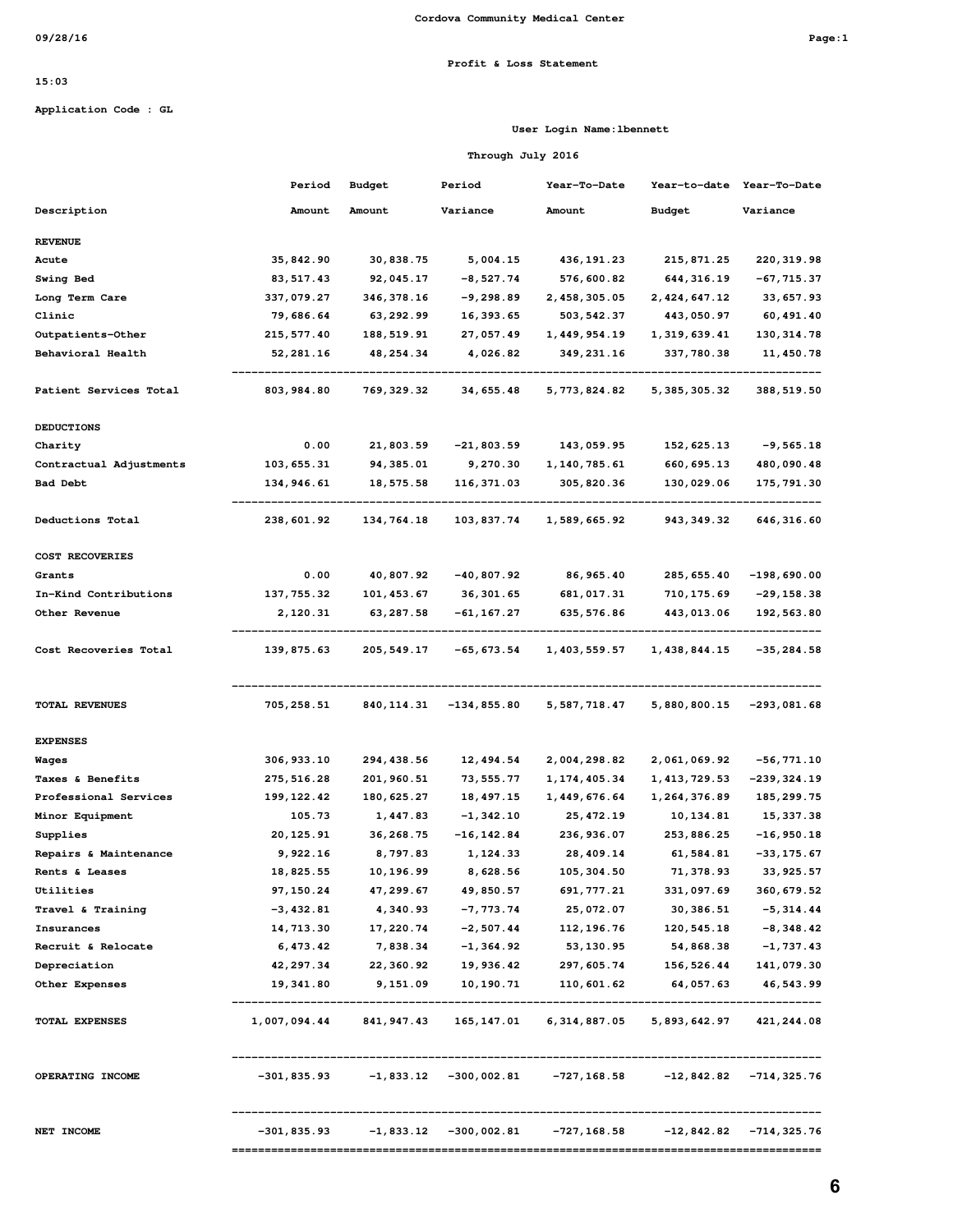Cordova Community Medical Center

09/28/16

**Profit & Loss Statement**

15:03

Application Code : GL

User Login Name:lbennett

Through July 2016

| Description | Period Amount | Budget Amount | Period Variance | Year-To-Date Amount | Year-to-date Budget | Year-To-Date Variance |
|---|---|---|---|---|---|---|
| **REVENUE** | | | | | | |
| Acute | 35,842.90 | 30,838.75 | 5,004.15 | 436,191.23 | 215,871.25 | 220,319.98 |
| Swing Bed | 83,517.43 | 92,045.17 | -8,527.74 | 576,600.82 | 644,316.19 | -67,715.37 |
| Long Term Care | 337,079.27 | 346,378.16 | -9,298.89 | 2,458,305.05 | 2,424,647.12 | 33,657.93 |
| Clinic | 79,686.64 | 63,292.99 | 16,393.65 | 503,542.37 | 443,050.97 | 60,491.40 |
| Outpatients-Other | 215,577.40 | 188,519.91 | 27,057.49 | 1,449,954.19 | 1,319,639.41 | 130,314.78 |
| Behavioral Health | 52,281.16 | 48,254.34 | 4,026.82 | 349,231.16 | 337,780.38 | 11,450.78 |
| Patient Services Total | 803,984.80 | 769,329.32 | 34,655.48 | 5,773,824.82 | 5,385,305.32 | 388,519.50 |
| **DEDUCTIONS** | | | | | | |
| Charity | 0.00 | 21,803.59 | -21,803.59 | 143,059.95 | 152,625.13 | -9,565.18 |
| Contractual Adjustments | 103,655.31 | 94,385.01 | 9,270.30 | 1,140,785.61 | 660,695.13 | 480,090.48 |
| Bad Debt | 134,946.61 | 18,575.58 | 116,371.03 | 305,820.36 | 130,029.06 | 175,791.30 |
| Deductions Total | 238,601.92 | 134,764.18 | 103,837.74 | 1,589,665.92 | 943,349.32 | 646,316.60 |
| **COST RECOVERIES** | | | | | | |
| Grants | 0.00 | 40,807.92 | -40,807.92 | 86,965.40 | 285,655.40 | -198,690.00 |
| In-Kind Contributions | 137,755.32 | 101,453.67 | 36,301.65 | 681,017.31 | 710,175.69 | -29,158.38 |
| Other Revenue | 2,120.31 | 63,287.58 | -61,167.27 | 635,576.86 | 443,013.06 | 192,563.80 |
| Cost Recoveries Total | 139,875.63 | 205,549.17 | -65,673.54 | 1,403,559.57 | 1,438,844.15 | -35,284.58 |
| **TOTAL REVENUES** | 705,258.51 | 840,114.31 | -134,855.80 | 5,587,718.47 | 5,880,800.15 | -293,081.68 |
| **EXPENSES** | | | | | | |
| Wages | 306,933.10 | 294,438.56 | 12,494.54 | 2,004,298.82 | 2,061,069.92 | -56,771.10 |
| Taxes & Benefits | 275,516.28 | 201,960.51 | 73,555.77 | 1,174,405.34 | 1,413,729.53 | -239,324.19 |
| Professional Services | 199,122.42 | 180,625.27 | 18,497.15 | 1,449,676.64 | 1,264,376.89 | 185,299.75 |
| Minor Equipment | 105.73 | 1,447.83 | -1,342.10 | 25,472.19 | 10,134.81 | 15,337.38 |
| Supplies | 20,125.91 | 36,268.75 | -16,142.84 | 236,936.07 | 253,886.25 | -16,950.18 |
| Repairs & Maintenance | 9,922.16 | 8,797.83 | 1,124.33 | 28,409.14 | 61,584.81 | -33,175.67 |
| Rents & Leases | 18,825.55 | 10,196.99 | 8,628.56 | 105,304.50 | 71,378.93 | 33,925.57 |
| Utilities | 97,150.24 | 47,299.67 | 49,850.57 | 691,777.21 | 331,097.69 | 360,679.52 |
| Travel & Training | -3,432.81 | 4,340.93 | -7,773.74 | 25,072.07 | 30,386.51 | -5,314.44 |
| Insurances | 14,713.30 | 17,220.74 | -2,507.44 | 112,196.76 | 120,545.18 | -8,348.42 |
| Recruit & Relocate | 6,473.42 | 7,838.34 | -1,364.92 | 53,130.95 | 54,868.38 | -1,737.43 |
| Depreciation | 42,297.34 | 22,360.92 | 19,936.42 | 297,605.74 | 156,526.44 | 141,079.30 |
| Other Expenses | 19,341.80 | 9,151.09 | 10,190.71 | 110,601.62 | 64,057.63 | 46,543.99 |
| **TOTAL EXPENSES** | 1,007,094.44 | 841,947.43 | 165,147.01 | 6,314,887.05 | 5,893,642.97 | 421,244.08 |
| **OPERATING INCOME** | -301,835.93 | -1,833.12 | -300,002.81 | -727,168.58 | -12,842.82 | -714,325.76 |
| **NET INCOME** | -301,835.93 | -1,833.12 | -300,002.81 | -727,168.58 | -12,842.82 | -714,325.76 |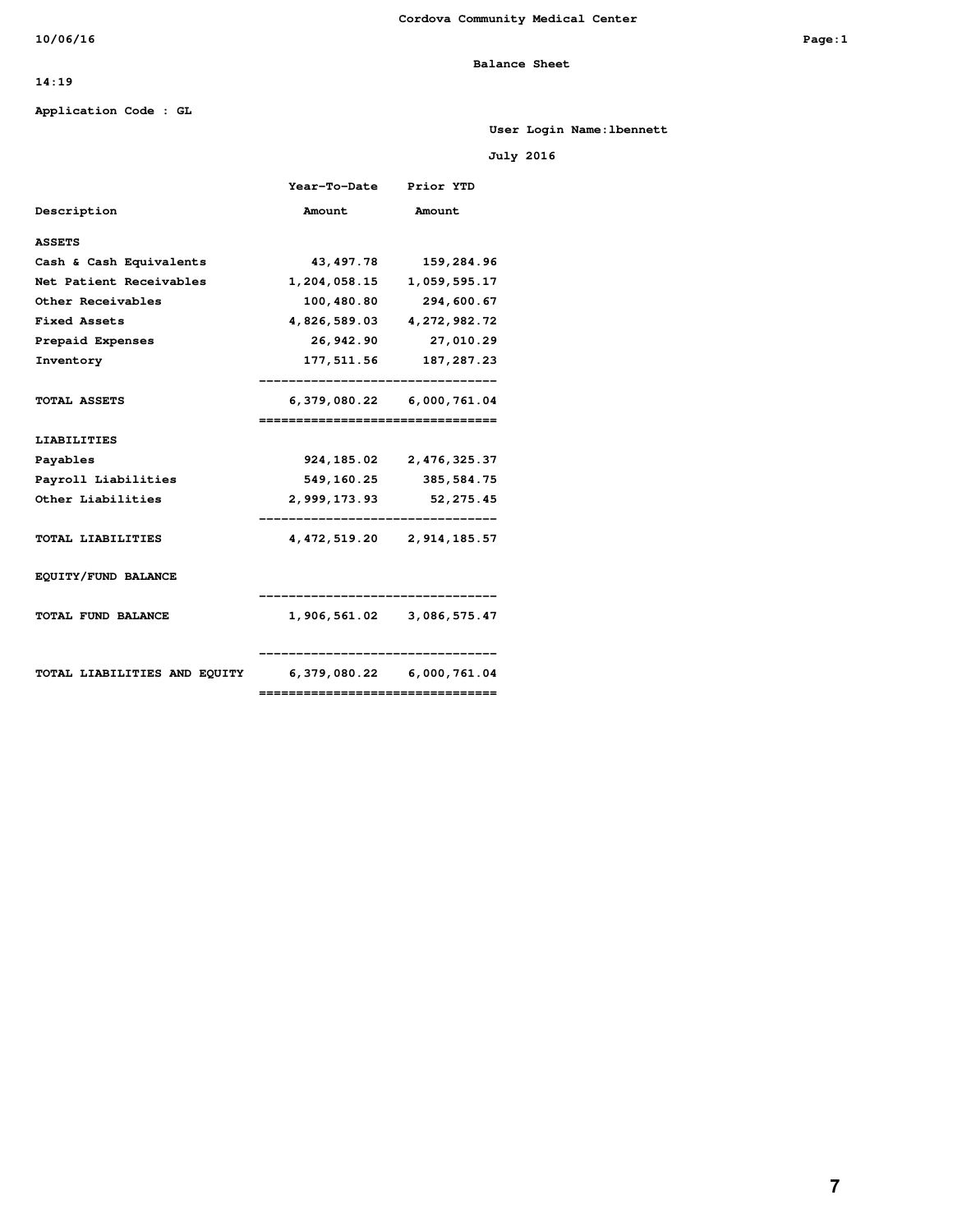# Cordova Community Medical Center

10/06/16

## Balance Sheet

14:19

Application Code : GL

User Login Name:lbennett

July 2016

| Description | Year-To-Date Amount | Prior YTD Amount |
|---|---|---|
| **ASSETS** | | |
| Cash & Cash Equivalents | 43,497.78 | 159,284.96 |
| Net Patient Receivables | 1,204,058.15 | 1,059,595.17 |
| Other Receivables | 100,480.80 | 294,600.67 |
| Fixed Assets | 4,826,589.03 | 4,272,982.72 |
| Prepaid Expenses | 26,942.90 | 27,010.29 |
| Inventory | 177,511.56 | 187,287.23 |
| **TOTAL ASSETS** | 6,379,080.22 | 6,000,761.04 |
| **LIABILITIES** | | |
| Payables | 924,185.02 | 2,476,325.37 |
| Payroll Liabilities | 549,160.25 | 385,584.75 |
| Other Liabilities | 2,999,173.93 | 52,275.45 |
| **TOTAL LIABILITIES** | 4,472,519.20 | 2,914,185.57 |
| **EQUITY/FUND BALANCE** | | |
| **TOTAL FUND BALANCE** | 1,906,561.02 | 3,086,575.47 |
| **TOTAL LIABILITIES AND EQUITY** | 6,379,080.22 | 6,000,761.04 |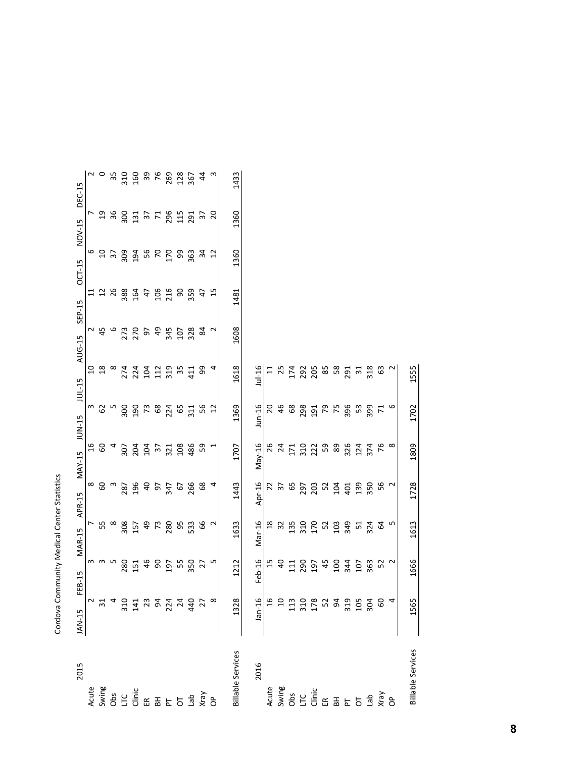Cordova Community Medical Center Statistics

| 2015 | JAN-15 | FEB-15 | MAR-15 | APR-15 | MAY-15 | JUN-15 | JUL-15 | AUG-15 | SEP-15 | OCT-15 | NOV-15 | DEC-15 |
|---|---|---|---|---|---|---|---|---|---|---|---|---|
| Acute | 2 | 3 | 7 | 8 | 16 | 3 | 10 | 2 | 11 | 6 | 7 | 2 |
| Swing | 31 | 3 | 55 | 60 | 60 | 62 | 18 | 45 | 12 | 10 | 19 | 0 |
| Obs | 4 | 5 | 8 | 3 | 4 | 5 | 8 | 6 | 26 | 37 | 36 | 35 |
| LTC | 310 | 280 | 308 | 287 | 307 | 300 | 274 | 273 | 388 | 309 | 300 | 310 |
| Clinic | 141 | 151 | 157 | 196 | 204 | 190 | 224 | 270 | 164 | 194 | 131 | 160 |
| ER | 23 | 46 | 49 | 40 | 104 | 73 | 104 | 97 | 47 | 56 | 37 | 39 |
| BH | 94 | 90 | 73 | 97 | 37 | 68 | 112 | 49 | 106 | 70 | 71 | 76 |
| PT | 224 | 197 | 280 | 347 | 321 | 224 | 319 | 345 | 216 | 170 | 296 | 269 |
| OT | 24 | 55 | 95 | 67 | 108 | 65 | 35 | 107 | 90 | 99 | 115 | 128 |
| Lab | 440 | 350 | 533 | 266 | 486 | 311 | 411 | 328 | 359 | 363 | 291 | 367 |
| Xray | 27 | 27 | 66 | 68 | 59 | 56 | 99 | 84 | 47 | 34 | 37 | 44 |
| OP | 8 | 5 | 2 | 4 | 1 | 12 | 4 | 2 | 15 | 12 | 20 | 3 |
| Billable Services | 1328 | 1212 | 1633 | 1443 | 1707 | 1369 | 1618 | 1608 | 1481 | 1360 | 1360 | 1433 |

| 2016 | Jan-16 | Feb-16 | Mar-16 | Apr-16 | May-16 | Jun-16 | Jul-16 |
|---|---|---|---|---|---|---|---|
| Acute | 16 | 15 | 18 | 22 | 26 | 20 | 11 |
| Swing | 10 | 40 | 32 | 37 | 24 | 46 | 25 |
| Obs | 113 | 111 | 135 | 65 | 171 | 68 | 174 |
| LTC | 310 | 290 | 310 | 297 | 310 | 298 | 292 |
| Clinic | 178 | 197 | 170 | 203 | 222 | 191 | 205 |
| ER | 52 | 45 | 52 | 52 | 59 | 79 | 85 |
| BH | 94 | 100 | 103 | 104 | 89 | 75 | 58 |
| PT | 319 | 344 | 349 | 401 | 326 | 396 | 291 |
| OT | 105 | 107 | 51 | 139 | 124 | 53 | 31 |
| Lab | 304 | 363 | 324 | 350 | 374 | 399 | 318 |
| Xray | 60 | 52 | 64 | 56 | 76 | 71 | 63 |
| OP | 4 | 2 | 5 | 2 | 8 | 6 | 2 |
| Billable Services | 1565 | 1666 | 1613 | 1728 | 1809 | 1702 | 1555 |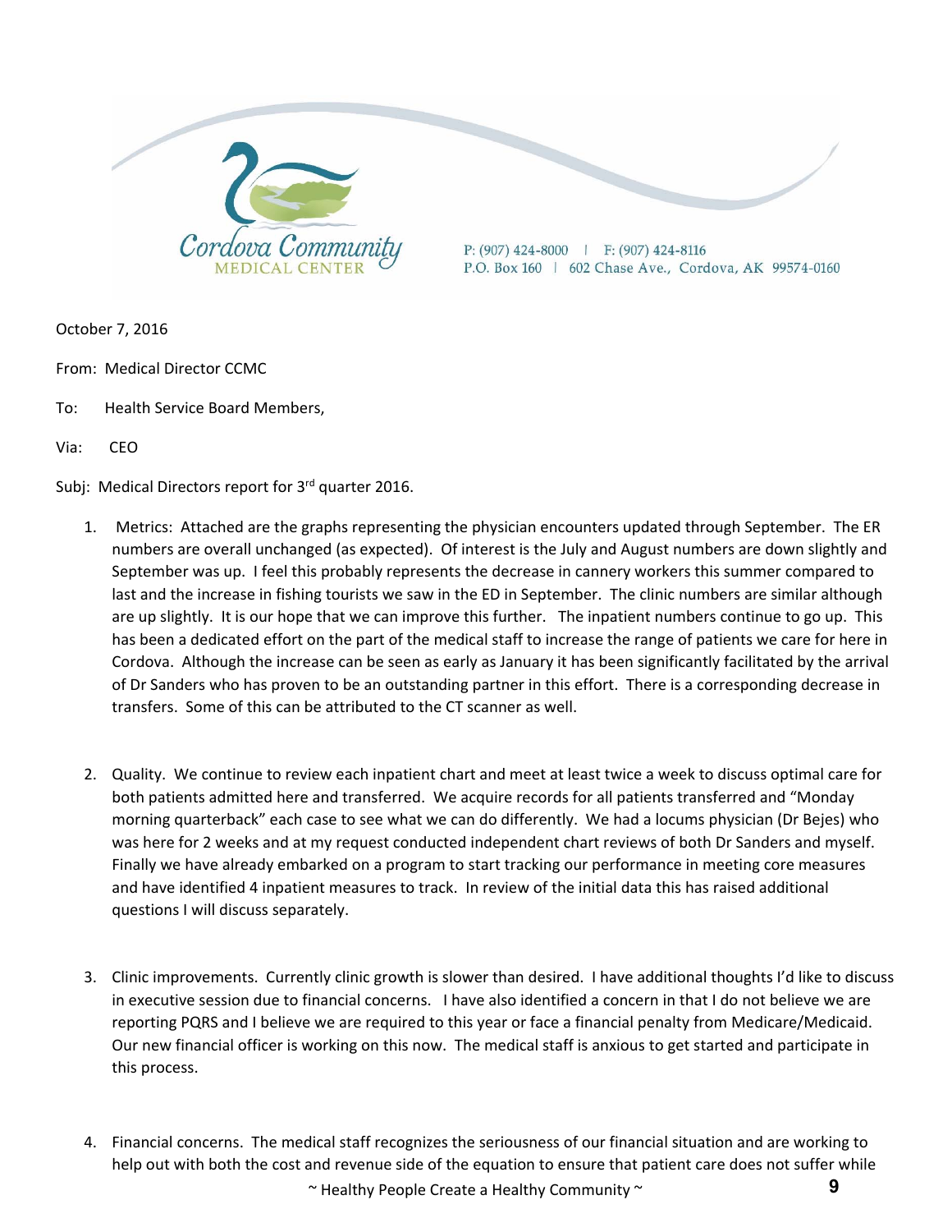Cordova Community MEDICAL CENTER

P: (907) 424-8000 | F: (907) 424-8116
P.O. Box 160 | 602 Chase Ave., Cordova, AK 99574-0160

October 7, 2016

From: Medical Director CCMC

To: Health Service Board Members,

Via: CEO

Subj: Medical Directors report for 3rd quarter 2016.

1. Metrics: Attached are the graphs representing the physician encounters updated through September. The ER numbers are overall unchanged (as expected). Of interest is the July and August numbers are down slightly and September was up. I feel this probably represents the decrease in cannery workers this summer compared to last and the increase in fishing tourists we saw in the ED in September. The clinic numbers are similar although are up slightly. It is our hope that we can improve this further. The inpatient numbers continue to go up. This has been a dedicated effort on the part of the medical staff to increase the range of patients we care for here in Cordova. Although the increase can be seen as early as January it has been significantly facilitated by the arrival of Dr Sanders who has proven to be an outstanding partner in this effort. There is a corresponding decrease in transfers. Some of this can be attributed to the CT scanner as well.

2. Quality. We continue to review each inpatient chart and meet at least twice a week to discuss optimal care for both patients admitted here and transferred. We acquire records for all patients transferred and "Monday morning quarterback" each case to see what we can do differently. We had a locums physician (Dr Bejes) who was here for 2 weeks and at my request conducted independent chart reviews of both Dr Sanders and myself. Finally we have already embarked on a program to start tracking our performance in meeting core measures and have identified 4 inpatient measures to track. In review of the initial data this has raised additional questions I will discuss separately.

3. Clinic improvements. Currently clinic growth is slower than desired. I have additional thoughts I'd like to discuss in executive session due to financial concerns. I have also identified a concern in that I do not believe we are reporting PQRS and I believe we are required to this year or face a financial penalty from Medicare/Medicaid. Our new financial officer is working on this now. The medical staff is anxious to get started and participate in this process.

4. Financial concerns. The medical staff recognizes the seriousness of our financial situation and are working to help out with both the cost and revenue side of the equation to ensure that patient care does not suffer while

~ Healthy People Create a Healthy Community ~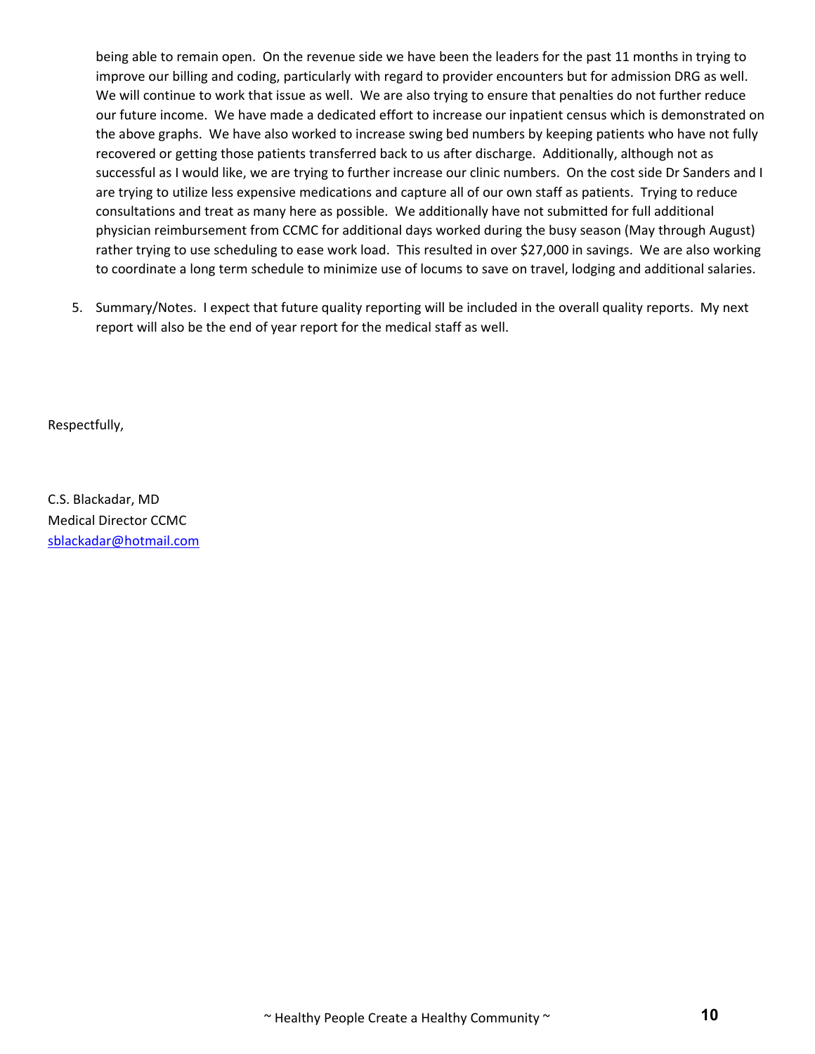being able to remain open. On the revenue side we have been the leaders for the past 11 months in trying to improve our billing and coding, particularly with regard to provider encounters but for admission DRG as well. We will continue to work that issue as well. We are also trying to ensure that penalties do not further reduce our future income. We have made a dedicated effort to increase our inpatient census which is demonstrated on the above graphs. We have also worked to increase swing bed numbers by keeping patients who have not fully recovered or getting those patients transferred back to us after discharge. Additionally, although not as successful as I would like, we are trying to further increase our clinic numbers. On the cost side Dr Sanders and I are trying to utilize less expensive medications and capture all of our own staff as patients. Trying to reduce consultations and treat as many here as possible. We additionally have not submitted for full additional physician reimbursement from CCMC for additional days worked during the busy season (May through August) rather trying to use scheduling to ease work load. This resulted in over $27,000 in savings. We are also working to coordinate a long term schedule to minimize use of locums to save on travel, lodging and additional salaries.

5. Summary/Notes. I expect that future quality reporting will be included in the overall quality reports. My next report will also be the end of year report for the medical staff as well.

Respectfully,

C.S. Blackadar, MD
Medical Director CCMC
sblackadar@hotmail.com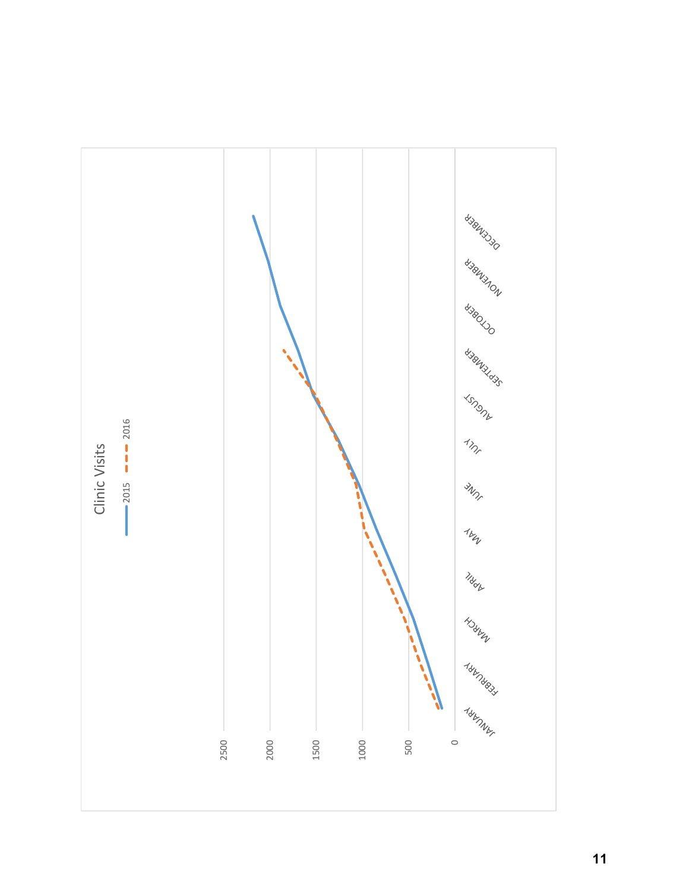Clinic Visits

2015 — 2016

2500 | 2000 | 1500 | 1000 | 500 | 0

JANUARY | FEBRUARY | MARCH | APRIL | MAY | JUNE | JULY | AUGUST | SEPTEMBER | OCTOBER | NOVEMBER | DECEMBER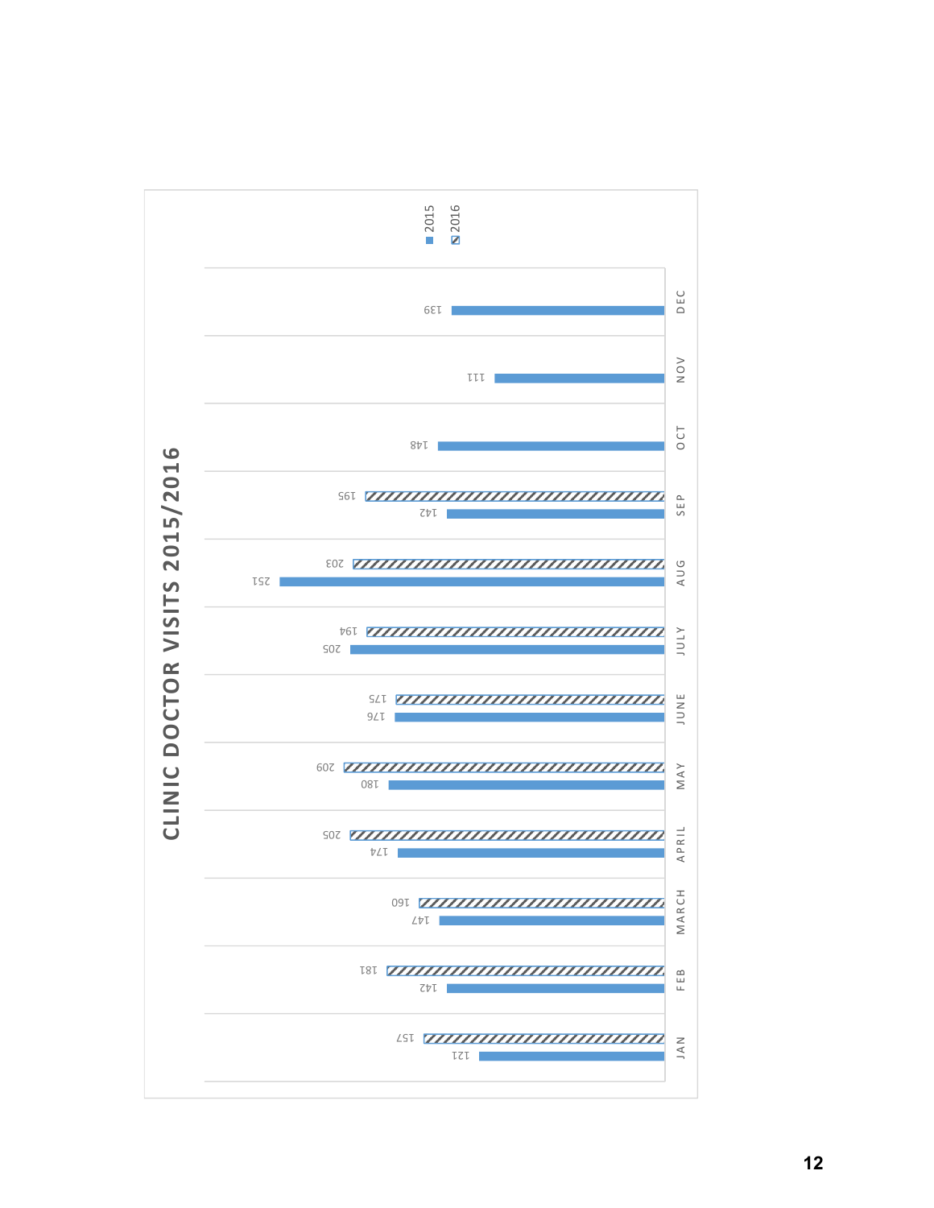# CLINIC DOCTOR VISITS 2015/2016

| Month | 2015 | 2016 |
|---|---|---|
| JAN | 121 | 157 |
| FEB | 142 | 181 |
| MARCH | 147 | 160 |
| APRIL | 174 | 205 |
| MAY | 180 | 209 |
| JUNE | 176 | 175 |
| JULY | 205 | 194 |
| AUG | 251 | 203 |
| SEP | 142 | 195 |
| OCT | 148 | |
| NOV | 111 | |
| DEC | 139 | |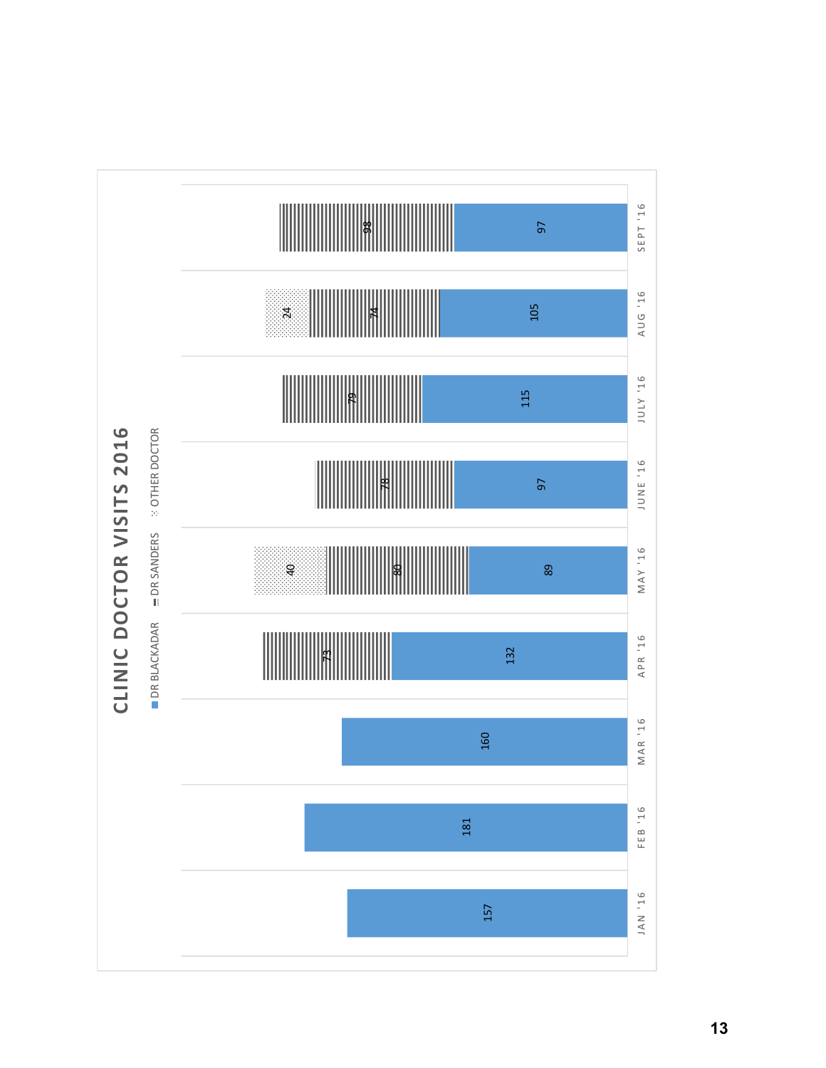# CLINIC DOCTOR VISITS 2016

| Month | DR BLACKADAR | DR SANDERS | OTHER DOCTOR |
|---|---|---|---|
| JAN '16 | 157 | | |
| FEB '16 | 181 | | |
| MAR '16 | 160 | | |
| APR '16 | 132 | 73 | |
| MAY '16 | 89 | 80 | 40 |
| JUNE '16 | 97 | 78 | |
| JULY '16 | 115 | 79 | |
| AUG '16 | 105 | 74 | 24 |
| SEPT '16 | 97 | 98 | |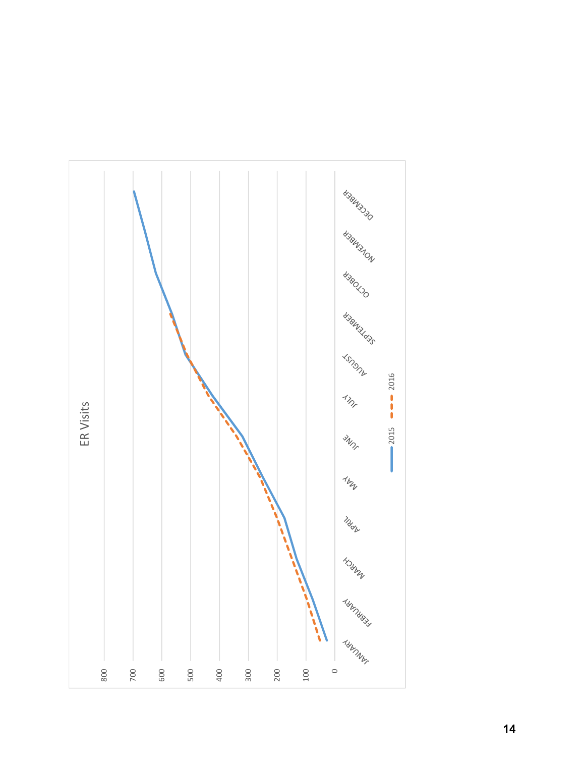ER Visits

| Month | 2015 | 2016 |
|---|---|---|
| JANUARY | 30 | 55 |
| FEBRUARY | 75 | 100 |
| MARCH | 130 | 150 |
| APRIL | 170 | 200 |
| MAY | 245 | 260 |
| JUNE | 320 | 310 |
| JULY | 410 | 400 |
| AUGUST | 470 | 465 |
| SEPTEMBER | 520 | 525 |
| OCTOBER | 565 | 570 |
| NOVEMBER | 620 | |
| DECEMBER | 695 | |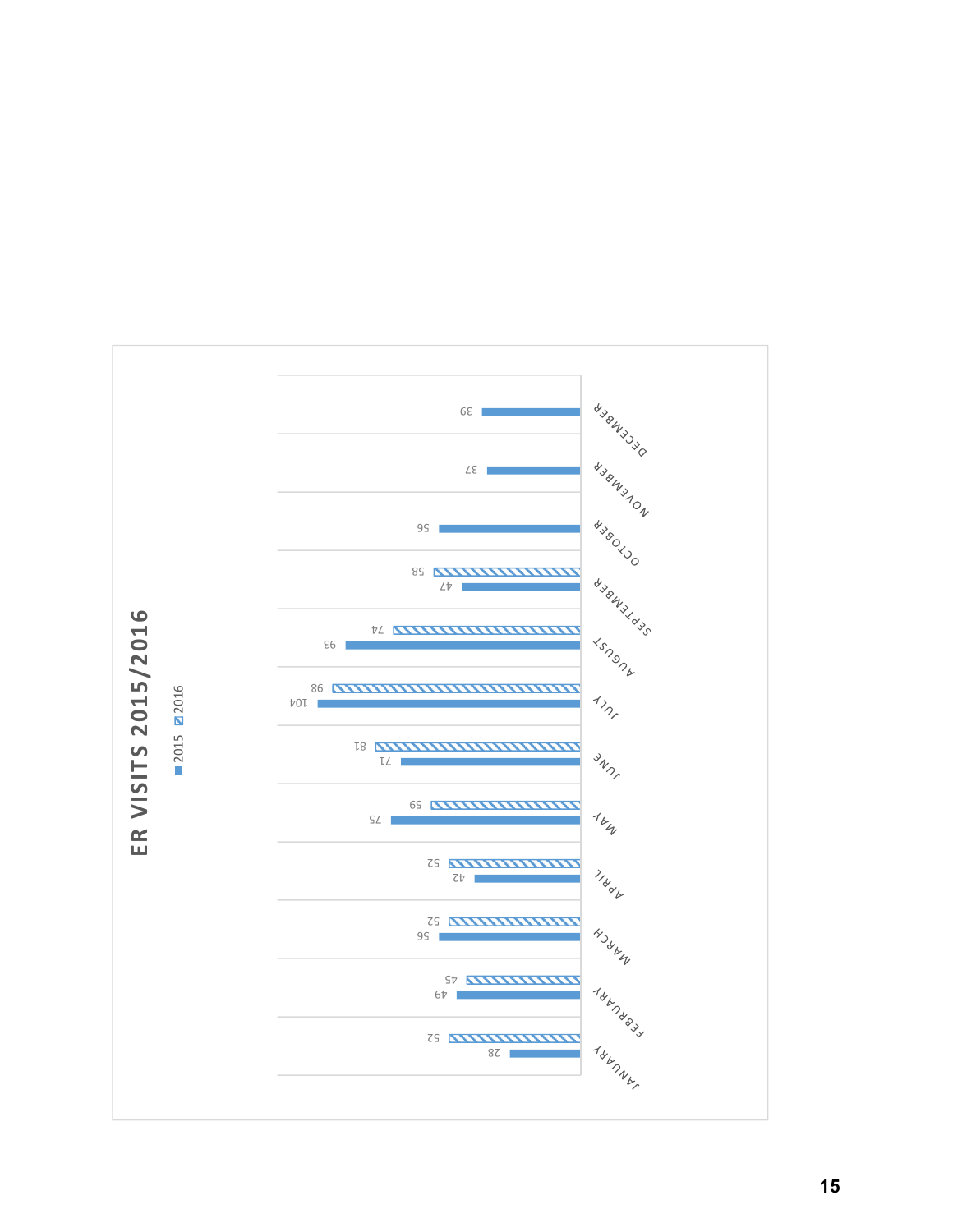# ER VISITS 2015/2016

| Month | 2015 | 2016 |
|---|---|---|
| JANUARY | 28 | 52 |
| FEBRUARY | 49 | 45 |
| MARCH | 56 | 52 |
| APRIL | 42 | 52 |
| MAY | 75 | 59 |
| JUNE | 71 | 81 |
| JULY | 104 | 98 |
| AUGUST | 93 | 74 |
| SEPTEMBER | 47 | 58 |
| OCTOBER | 56 | |
| NOVEMBER | 37 | |
| DECEMBER | 39 | |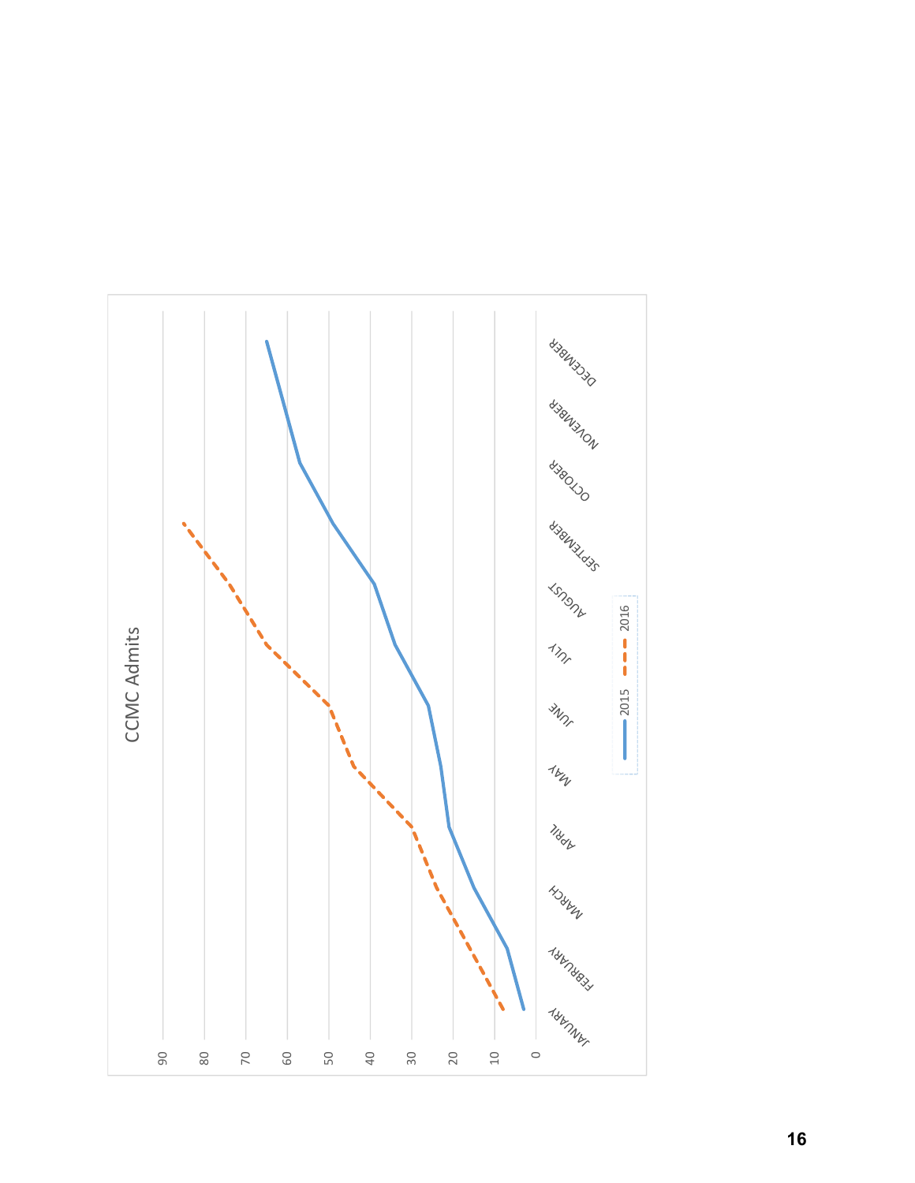CCMC Admits

90
80
70
60
50
40
30
20
10
0

JANUARY FEBRUARY MARCH APRIL MAY JUNE JULY AUGUST SEPTEMBER OCTOBER NOVEMBER DECEMBER

2015 2016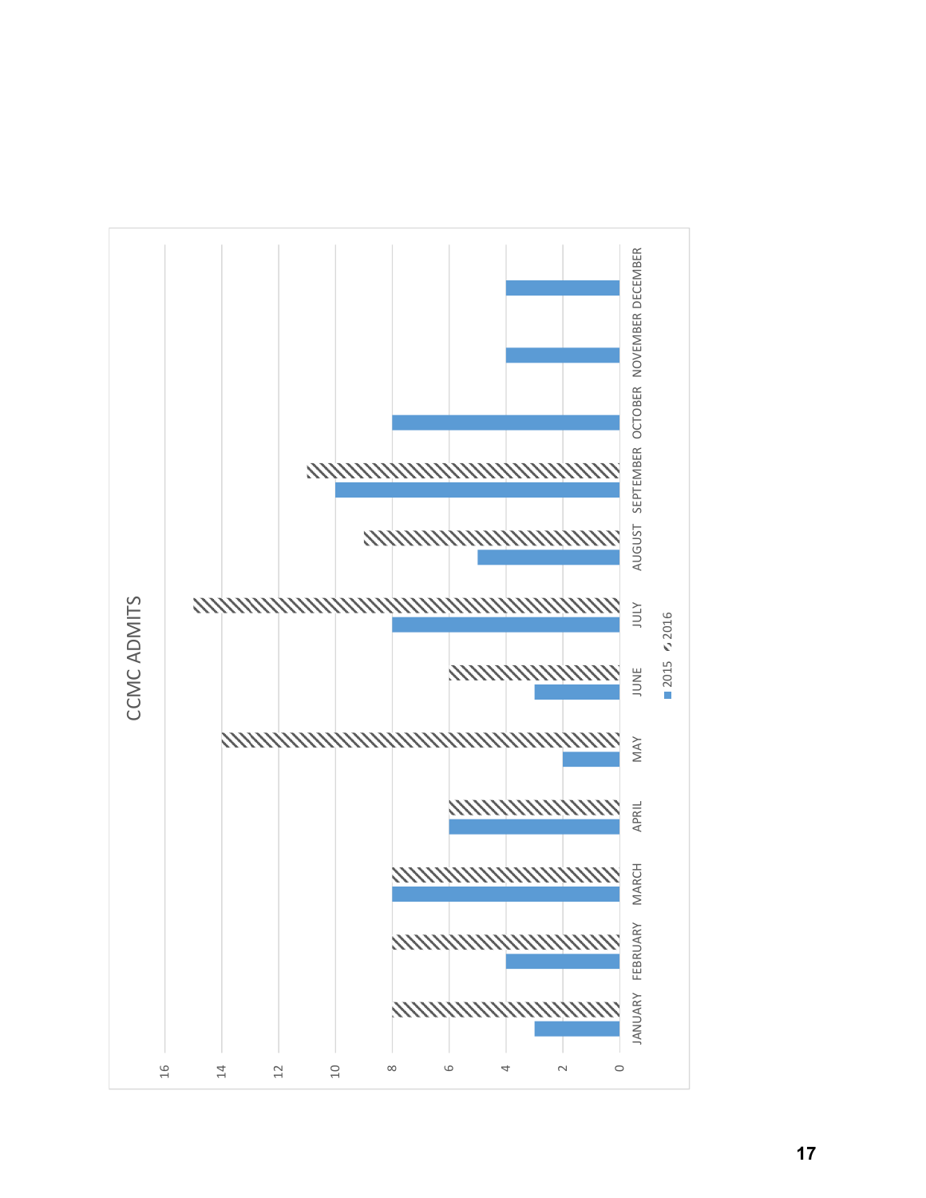## CCMC ADMITS

| Month | 2015 | 2016 |
|---|---|---|
| JANUARY | 3 | 8 |
| FEBRUARY | 4 | 8 |
| MARCH | 8 | 8 |
| APRIL | 6 | 6 |
| MAY | 2 | 14 |
| JUNE | 3 | 6 |
| JULY | 8 | 15 |
| AUGUST | 5 | 9 |
| SEPTEMBER | 10 | 11 |
| OCTOBER | 8 | |
| NOVEMBER | 4 | |
| DECEMBER | 4 | |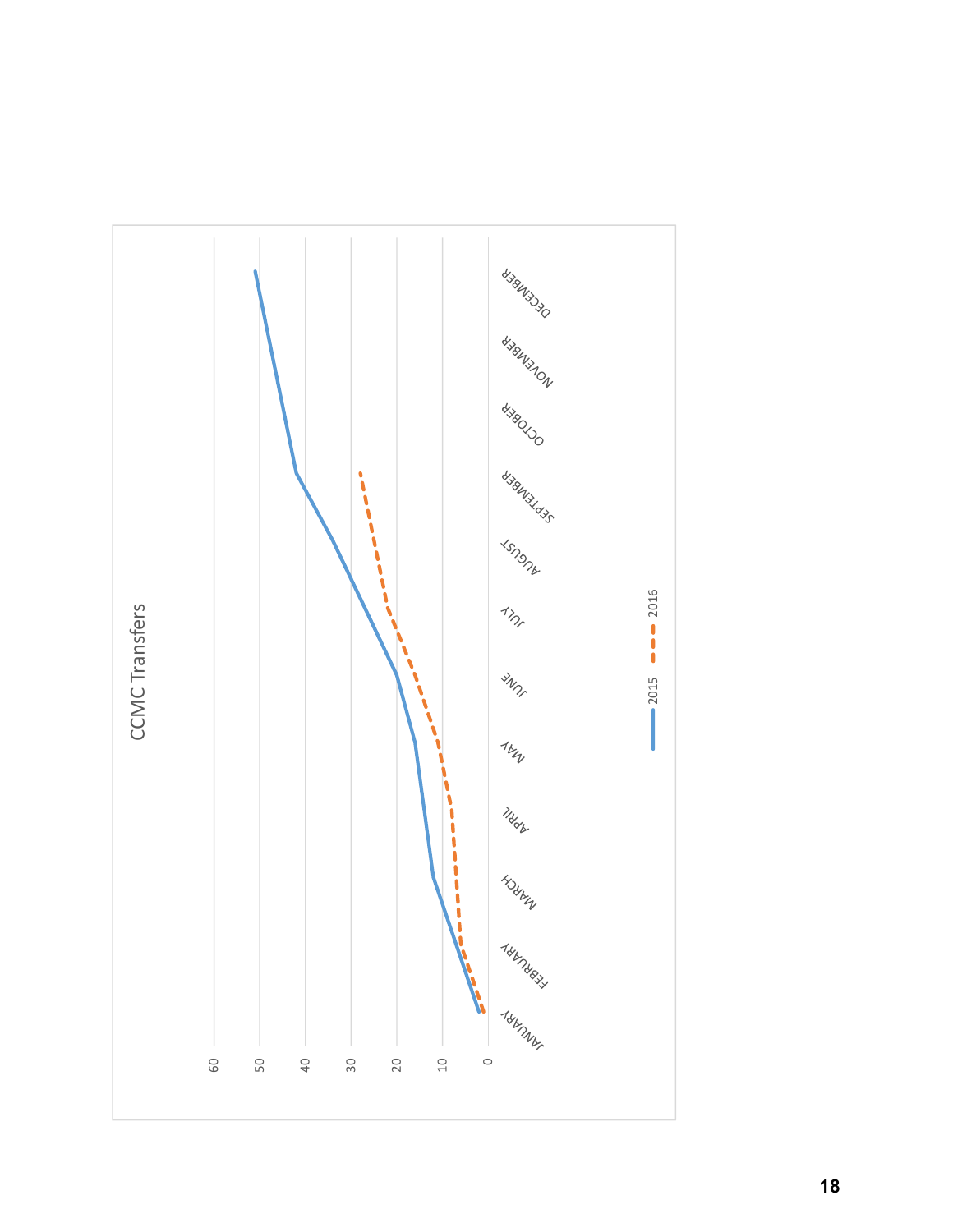CCMC Transfers

60
50
40
30
20
10
0

JANUARY
FEBRUARY
MARCH
APRIL
MAY
JUNE
JULY
AUGUST
SEPTEMBER
OCTOBER
NOVEMBER
DECEMBER

2015
2016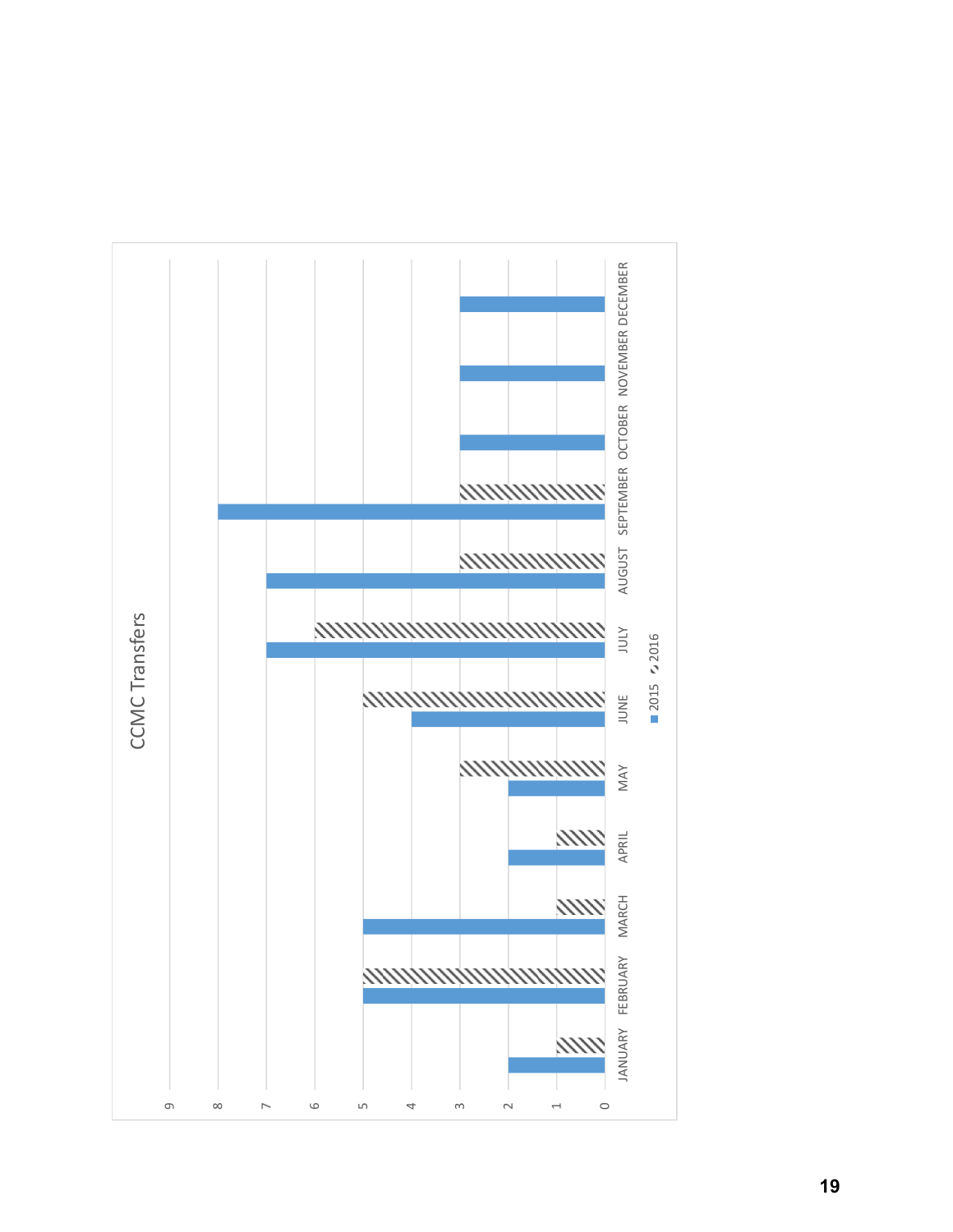## CCMC Transfers

| Month | 2015 | 2016 |
|---|---|---|
| JANUARY | 2 | 1 |
| FEBRUARY | 5 | 5 |
| MARCH | 5 | 1 |
| APRIL | 2 | 1 |
| MAY | 2 | 3 |
| JUNE | 4 | 5 |
| JULY | 7 | 6 |
| AUGUST | 7 | 3 |
| SEPTEMBER | 8 | 3 |
| OCTOBER | 3 | |
| NOVEMBER | 3 | |
| DECEMBER | 3 | |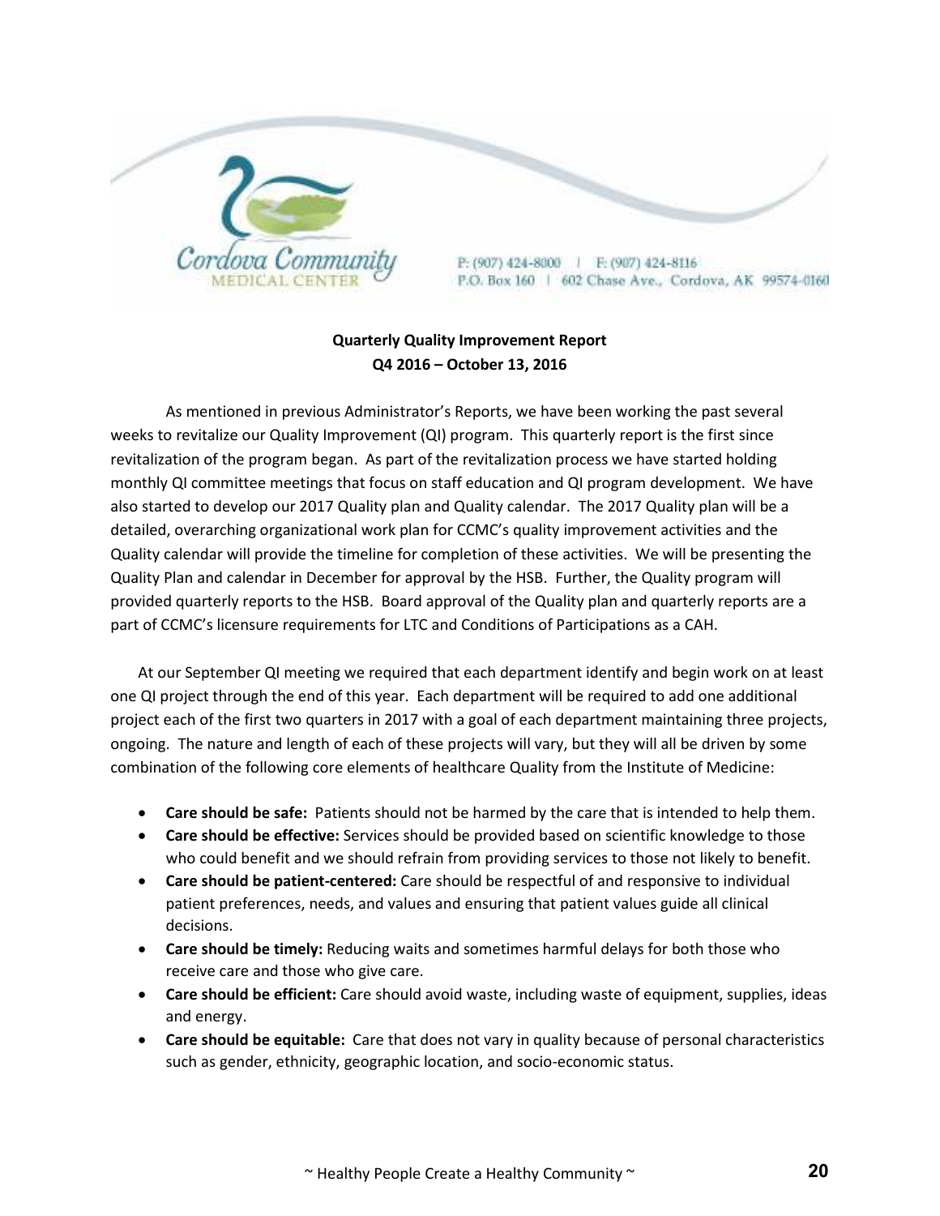Cordova Community
MEDICAL CENTER

P: (907) 424-8000 | F: (907) 424-8116
P.O. Box 160 | 602 Chase Ave., Cordova, AK 99574-0160

**Quarterly Quality Improvement Report**
**Q4 2016 – October 13, 2016**

As mentioned in previous Administrator's Reports, we have been working the past several weeks to revitalize our Quality Improvement (QI) program. This quarterly report is the first since revitalization of the program began. As part of the revitalization process we have started holding monthly QI committee meetings that focus on staff education and QI program development. We have also started to develop our 2017 Quality plan and Quality calendar. The 2017 Quality plan will be a detailed, overarching organizational work plan for CCMC's quality improvement activities and the Quality calendar will provide the timeline for completion of these activities. We will be presenting the Quality Plan and calendar in December for approval by the HSB. Further, the Quality program will provided quarterly reports to the HSB. Board approval of the Quality plan and quarterly reports are a part of CCMC's licensure requirements for LTC and Conditions of Participations as a CAH.

At our September QI meeting we required that each department identify and begin work on at least one QI project through the end of this year. Each department will be required to add one additional project each of the first two quarters in 2017 with a goal of each department maintaining three projects, ongoing. The nature and length of each of these projects will vary, but they will all be driven by some combination of the following core elements of healthcare Quality from the Institute of Medicine:

- **Care should be safe:** Patients should not be harmed by the care that is intended to help them.
- **Care should be effective:** Services should be provided based on scientific knowledge to those who could benefit and we should refrain from providing services to those not likely to benefit.
- **Care should be patient-centered:** Care should be respectful of and responsive to individual patient preferences, needs, and values and ensuring that patient values guide all clinical decisions.
- **Care should be timely:** Reducing waits and sometimes harmful delays for both those who receive care and those who give care.
- **Care should be efficient:** Care should avoid waste, including waste of equipment, supplies, ideas and energy.
- **Care should be equitable:** Care that does not vary in quality because of personal characteristics such as gender, ethnicity, geographic location, and socio-economic status.

~ Healthy People Create a Healthy Community ~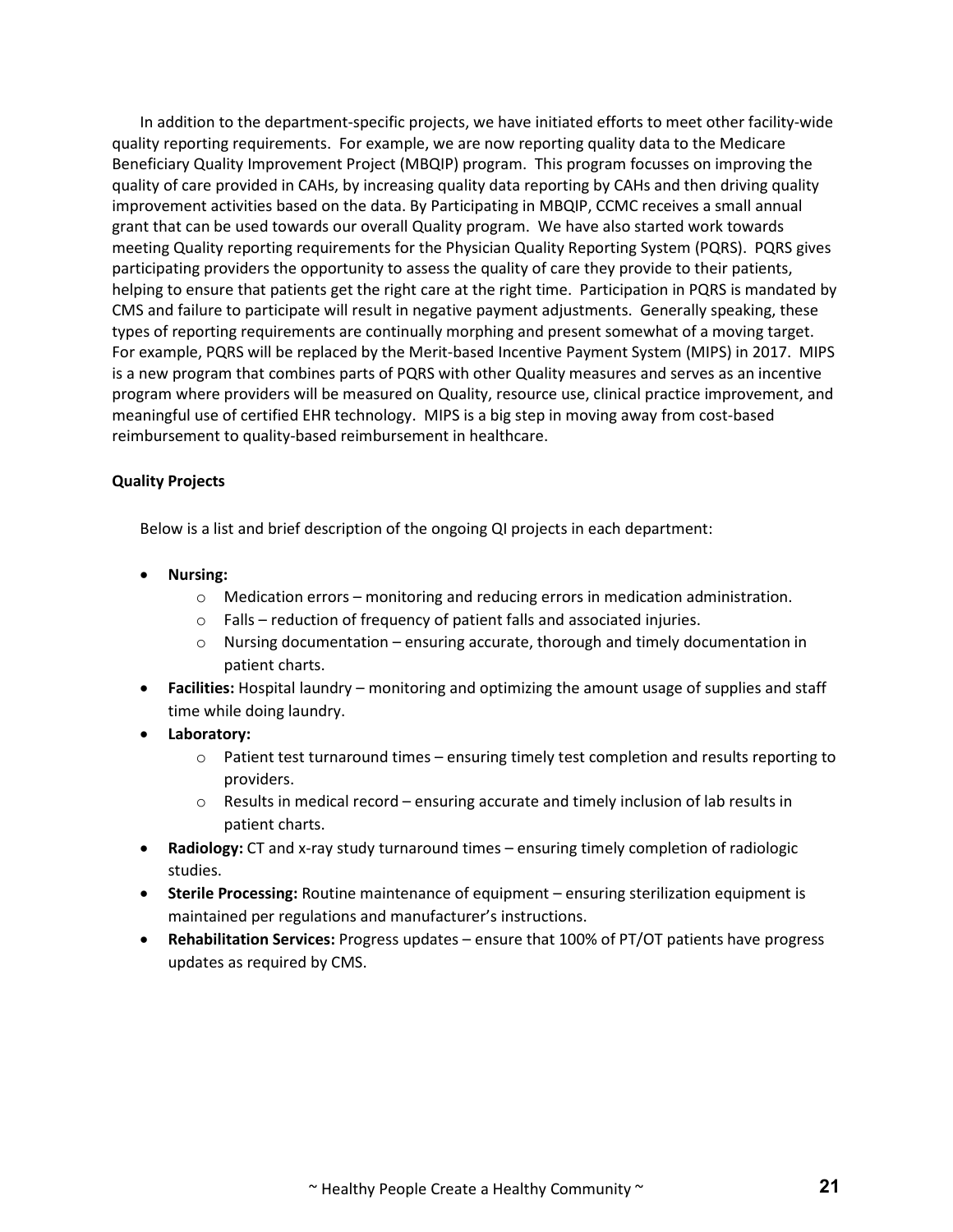In addition to the department-specific projects, we have initiated efforts to meet other facility-wide quality reporting requirements. For example, we are now reporting quality data to the Medicare Beneficiary Quality Improvement Project (MBQIP) program. This program focusses on improving the quality of care provided in CAHs, by increasing quality data reporting by CAHs and then driving quality improvement activities based on the data. By Participating in MBQIP, CCMC receives a small annual grant that can be used towards our overall Quality program. We have also started work towards meeting Quality reporting requirements for the Physician Quality Reporting System (PQRS). PQRS gives participating providers the opportunity to assess the quality of care they provide to their patients, helping to ensure that patients get the right care at the right time. Participation in PQRS is mandated by CMS and failure to participate will result in negative payment adjustments. Generally speaking, these types of reporting requirements are continually morphing and present somewhat of a moving target. For example, PQRS will be replaced by the Merit-based Incentive Payment System (MIPS) in 2017. MIPS is a new program that combines parts of PQRS with other Quality measures and serves as an incentive program where providers will be measured on Quality, resource use, clinical practice improvement, and meaningful use of certified EHR technology. MIPS is a big step in moving away from cost-based reimbursement to quality-based reimbursement in healthcare.

**Quality Projects**

Below is a list and brief description of the ongoing QI projects in each department:

- **Nursing:**
  - Medication errors – monitoring and reducing errors in medication administration.
  - Falls – reduction of frequency of patient falls and associated injuries.
  - Nursing documentation – ensuring accurate, thorough and timely documentation in patient charts.
- **Facilities:** Hospital laundry – monitoring and optimizing the amount usage of supplies and staff time while doing laundry.
- **Laboratory:**
  - Patient test turnaround times – ensuring timely test completion and results reporting to providers.
  - Results in medical record – ensuring accurate and timely inclusion of lab results in patient charts.
- **Radiology:** CT and x-ray study turnaround times – ensuring timely completion of radiologic studies.
- **Sterile Processing:** Routine maintenance of equipment – ensuring sterilization equipment is maintained per regulations and manufacturer's instructions.
- **Rehabilitation Services:** Progress updates – ensure that 100% of PT/OT patients have progress updates as required by CMS.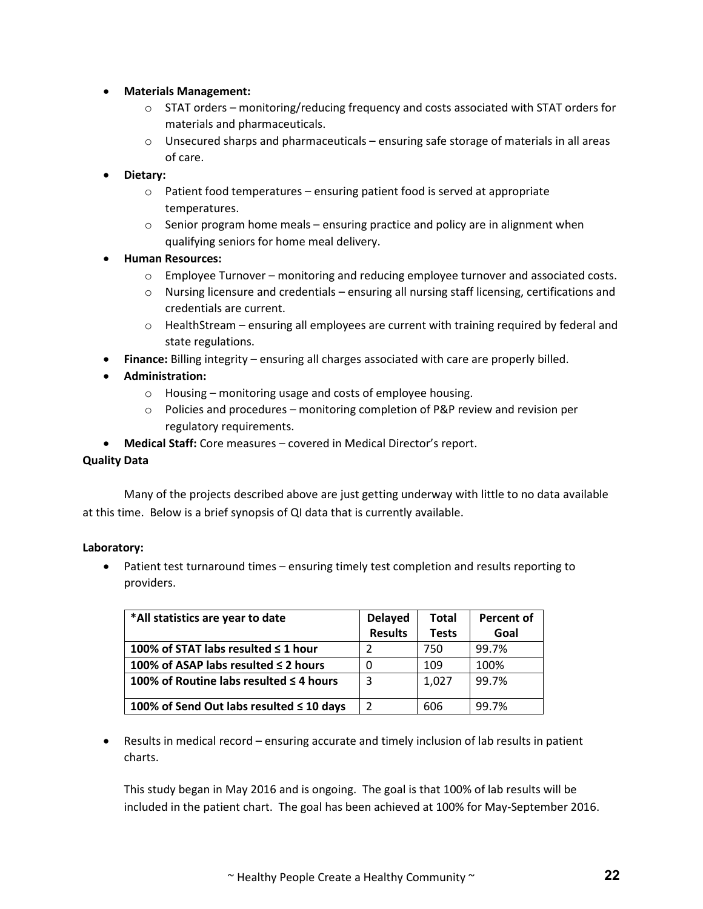- **Materials Management:**
    - STAT orders – monitoring/reducing frequency and costs associated with STAT orders for materials and pharmaceuticals.
    - Unsecured sharps and pharmaceuticals – ensuring safe storage of materials in all areas of care.
- **Dietary:**
    - Patient food temperatures – ensuring patient food is served at appropriate temperatures.
    - Senior program home meals – ensuring practice and policy are in alignment when qualifying seniors for home meal delivery.
- **Human Resources:**
    - Employee Turnover – monitoring and reducing employee turnover and associated costs.
    - Nursing licensure and credentials – ensuring all nursing staff licensing, certifications and credentials are current.
    - HealthStream – ensuring all employees are current with training required by federal and state regulations.
- **Finance:** Billing integrity – ensuring all charges associated with care are properly billed.
- **Administration:**
    - Housing – monitoring usage and costs of employee housing.
    - Policies and procedures – monitoring completion of P&P review and revision per regulatory requirements.
- **Medical Staff:** Core measures – covered in Medical Director's report.

**Quality Data**

Many of the projects described above are just getting underway with little to no data available at this time. Below is a brief synopsis of QI data that is currently available.

**Laboratory:**

- Patient test turnaround times – ensuring timely test completion and results reporting to providers.

| *All statistics are year to date | Delayed Results | Total Tests | Percent of Goal |
|---|---|---|---|
| 100% of STAT labs resulted ≤ 1 hour | 2 | 750 | 99.7% |
| 100% of ASAP labs resulted ≤ 2 hours | 0 | 109 | 100% |
| 100% of Routine labs resulted ≤ 4 hours | 3 | 1,027 | 99.7% |
| 100% of Send Out labs resulted ≤ 10 days | 2 | 606 | 99.7% |

- Results in medical record – ensuring accurate and timely inclusion of lab results in patient charts.

  This study began in May 2016 and is ongoing. The goal is that 100% of lab results will be included in the patient chart. The goal has been achieved at 100% for May-September 2016.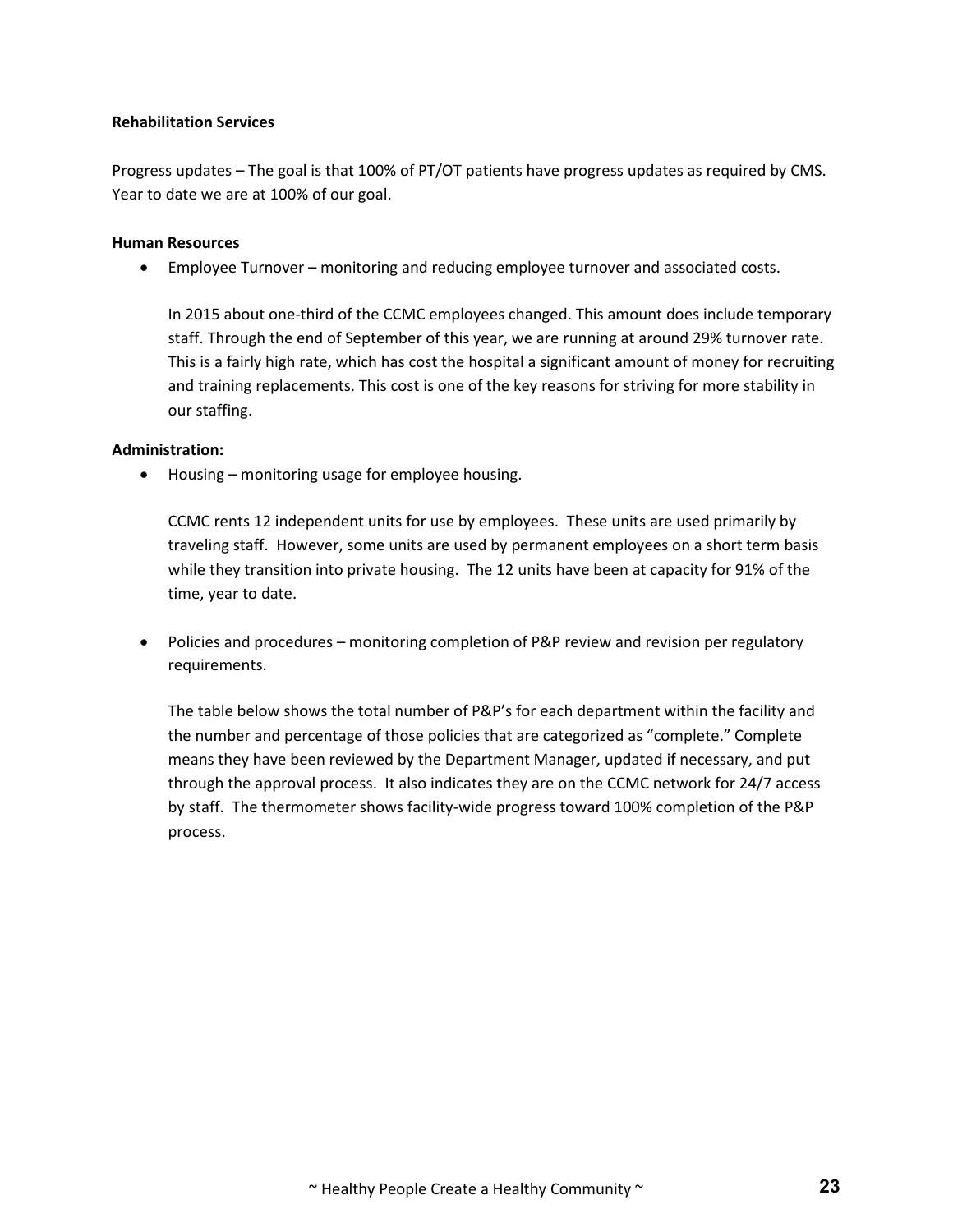**Rehabilitation Services**

Progress updates – The goal is that 100% of PT/OT patients have progress updates as required by CMS. Year to date we are at 100% of our goal.

**Human Resources**

- Employee Turnover – monitoring and reducing employee turnover and associated costs.

  In 2015 about one-third of the CCMC employees changed. This amount does include temporary staff. Through the end of September of this year, we are running at around 29% turnover rate. This is a fairly high rate, which has cost the hospital a significant amount of money for recruiting and training replacements. This cost is one of the key reasons for striving for more stability in our staffing.

**Administration:**

- Housing – monitoring usage for employee housing.

  CCMC rents 12 independent units for use by employees. These units are used primarily by traveling staff. However, some units are used by permanent employees on a short term basis while they transition into private housing. The 12 units have been at capacity for 91% of the time, year to date.

- Policies and procedures – monitoring completion of P&P review and revision per regulatory requirements.

  The table below shows the total number of P&P's for each department within the facility and the number and percentage of those policies that are categorized as "complete." Complete means they have been reviewed by the Department Manager, updated if necessary, and put through the approval process. It also indicates they are on the CCMC network for 24/7 access by staff. The thermometer shows facility-wide progress toward 100% completion of the P&P process.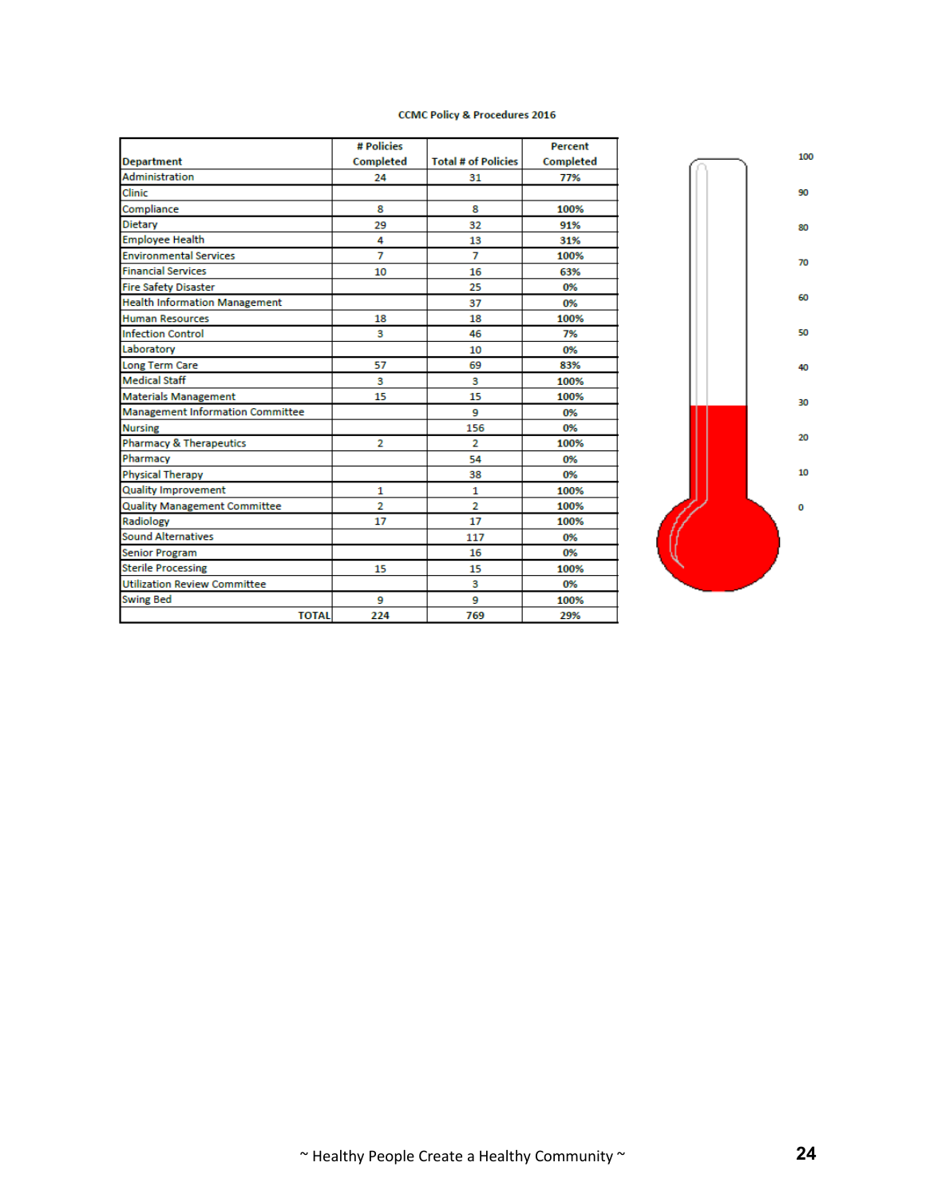CCMC Policy & Procedures 2016

| Department | # Policies Completed | Total # of Policies | Percent Completed |
|---|---|---|---|
| Administration | 24 | 31 | 77% |
| Clinic | | | |
| Compliance | 8 | 8 | 100% |
| Dietary | 29 | 32 | 91% |
| Employee Health | 4 | 13 | 31% |
| Environmental Services | 7 | 7 | 100% |
| Financial Services | 10 | 16 | 63% |
| Fire Safety Disaster | | 25 | 0% |
| Health Information Management | | 37 | 0% |
| Human Resources | 18 | 18 | 100% |
| Infection Control | 3 | 46 | 7% |
| Laboratory | | 10 | 0% |
| Long Term Care | 57 | 69 | 83% |
| Medical Staff | 3 | 3 | 100% |
| Materials Management | 15 | 15 | 100% |
| Management Information Committee | | 9 | 0% |
| Nursing | | 156 | 0% |
| Pharmacy & Therapeutics | 2 | 2 | 100% |
| Pharmacy | | 54 | 0% |
| Physical Therapy | | 38 | 0% |
| Quality Improvement | 1 | 1 | 100% |
| Quality Management Committee | 2 | 2 | 100% |
| Radiology | 17 | 17 | 100% |
| Sound Alternatives | | 117 | 0% |
| Senior Program | | 16 | 0% |
| Sterile Processing | 15 | 15 | 100% |
| Utilization Review Committee | | 3 | 0% |
| Swing Bed | 9 | 9 | 100% |
| TOTAL | 224 | 769 | 29% |

100

90

80

70

60

50

40

30

20

10

0

~ Healthy People Create a Healthy Community ~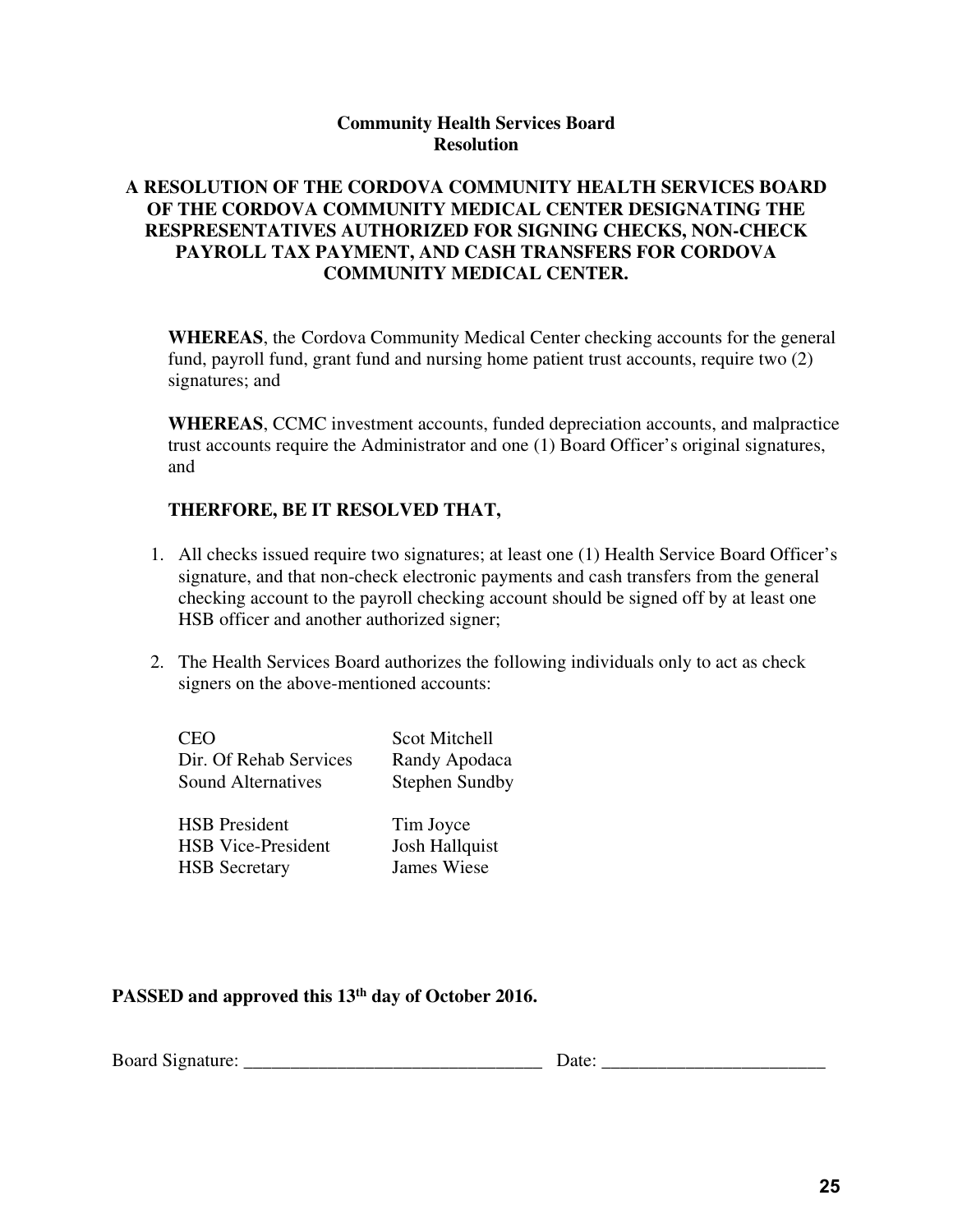**Community Health Services Board**
**Resolution**

**A RESOLUTION OF THE CORDOVA COMMUNITY HEALTH SERVICES BOARD OF THE CORDOVA COMMUNITY MEDICAL CENTER DESIGNATING THE RESPRESENTATIVES AUTHORIZED FOR SIGNING CHECKS, NON-CHECK PAYROLL TAX PAYMENT, AND CASH TRANSFERS FOR CORDOVA COMMUNITY MEDICAL CENTER.**

**WHEREAS**, the Cordova Community Medical Center checking accounts for the general fund, payroll fund, grant fund and nursing home patient trust accounts, require two (2) signatures; and

**WHEREAS**, CCMC investment accounts, funded depreciation accounts, and malpractice trust accounts require the Administrator and one (1) Board Officer's original signatures, and

**THERFORE, BE IT RESOLVED THAT,**

1. All checks issued require two signatures; at least one (1) Health Service Board Officer's signature, and that non-check electronic payments and cash transfers from the general checking account to the payroll checking account should be signed off by at least one HSB officer and another authorized signer;
2. The Health Services Board authorizes the following individuals only to act as check signers on the above-mentioned accounts:

| | |
|---|---|
| CEO | Scot Mitchell |
| Dir. Of Rehab Services | Randy Apodaca |
| Sound Alternatives | Stephen Sundby |
| HSB President | Tim Joyce |
| HSB Vice-President | Josh Hallquist |
| HSB Secretary | James Wiese |

**PASSED and approved this 13th day of October 2016.**

Board Signature: ________________________________ Date: ________________________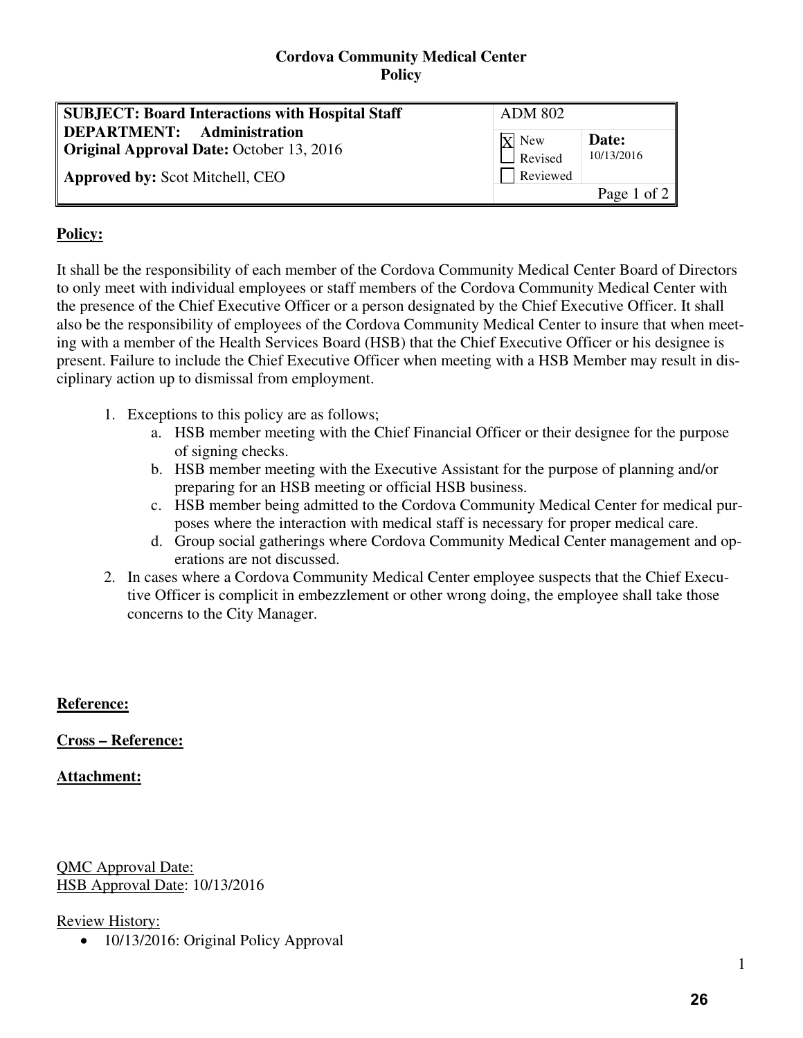**Cordova Community Medical Center**
**Policy**

| **SUBJECT: Board Interactions with Hospital Staff** | ADM 802 | |
|---|---|---|
| **DEPARTMENT: Administration** **Original Approval Date:** October 13, 2016 **Approved by:** Scot Mitchell, CEO | [X] New [ ] Revised [ ] Reviewed | **Date:** 10/13/2016 |
| | | Page 1 of 2 |

**Policy:**

It shall be the responsibility of each member of the Cordova Community Medical Center Board of Directors to only meet with individual employees or staff members of the Cordova Community Medical Center with the presence of the Chief Executive Officer or a person designated by the Chief Executive Officer. It shall also be the responsibility of employees of the Cordova Community Medical Center to insure that when meeting with a member of the Health Services Board (HSB) that the Chief Executive Officer or his designee is present. Failure to include the Chief Executive Officer when meeting with a HSB Member may result in disciplinary action up to dismissal from employment.

1. Exceptions to this policy are as follows;
   a. HSB member meeting with the Chief Financial Officer or their designee for the purpose of signing checks.
   b. HSB member meeting with the Executive Assistant for the purpose of planning and/or preparing for an HSB meeting or official HSB business.
   c. HSB member being admitted to the Cordova Community Medical Center for medical purposes where the interaction with medical staff is necessary for proper medical care.
   d. Group social gatherings where Cordova Community Medical Center management and operations are not discussed.
2. In cases where a Cordova Community Medical Center employee suspects that the Chief Executive Officer is complicit in embezzlement or other wrong doing, the employee shall take those concerns to the City Manager.

**Reference:**

**Cross – Reference:**

**Attachment:**

QMC Approval Date:
HSB Approval Date: 10/13/2016

Review History:

- 10/13/2016: Original Policy Approval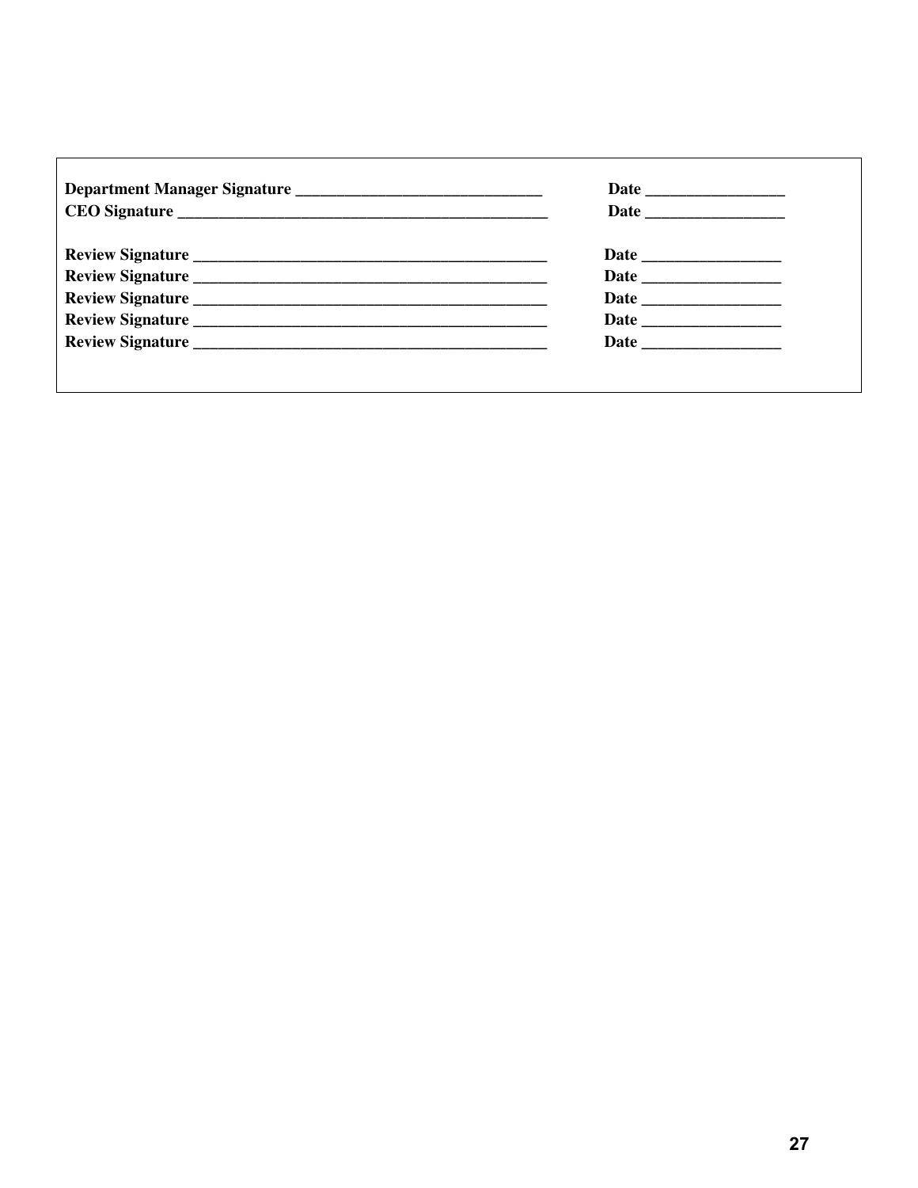**Department Manager Signature \_\_\_\_\_\_\_\_\_\_\_\_\_\_\_\_\_\_\_\_\_\_\_\_\_\_\_\_\_\_** **Date \_\_\_\_\_\_\_\_\_\_\_\_\_\_\_\_\_**
**CEO Signature \_\_\_\_\_\_\_\_\_\_\_\_\_\_\_\_\_\_\_\_\_\_\_\_\_\_\_\_\_\_\_\_\_\_\_\_\_\_\_\_\_\_\_\_\_** **Date \_\_\_\_\_\_\_\_\_\_\_\_\_\_\_\_\_**

**Review Signature \_\_\_\_\_\_\_\_\_\_\_\_\_\_\_\_\_\_\_\_\_\_\_\_\_\_\_\_\_\_\_\_\_\_\_\_\_\_\_\_\_\_\_** **Date \_\_\_\_\_\_\_\_\_\_\_\_\_\_\_\_\_**
**Review Signature \_\_\_\_\_\_\_\_\_\_\_\_\_\_\_\_\_\_\_\_\_\_\_\_\_\_\_\_\_\_\_\_\_\_\_\_\_\_\_\_\_\_\_** **Date \_\_\_\_\_\_\_\_\_\_\_\_\_\_\_\_\_**
**Review Signature \_\_\_\_\_\_\_\_\_\_\_\_\_\_\_\_\_\_\_\_\_\_\_\_\_\_\_\_\_\_\_\_\_\_\_\_\_\_\_\_\_\_\_** **Date \_\_\_\_\_\_\_\_\_\_\_\_\_\_\_\_\_**
**Review Signature \_\_\_\_\_\_\_\_\_\_\_\_\_\_\_\_\_\_\_\_\_\_\_\_\_\_\_\_\_\_\_\_\_\_\_\_\_\_\_\_\_\_\_** **Date \_\_\_\_\_\_\_\_\_\_\_\_\_\_\_\_\_**
**Review Signature \_\_\_\_\_\_\_\_\_\_\_\_\_\_\_\_\_\_\_\_\_\_\_\_\_\_\_\_\_\_\_\_\_\_\_\_\_\_\_\_\_\_\_** **Date \_\_\_\_\_\_\_\_\_\_\_\_\_\_\_\_\_**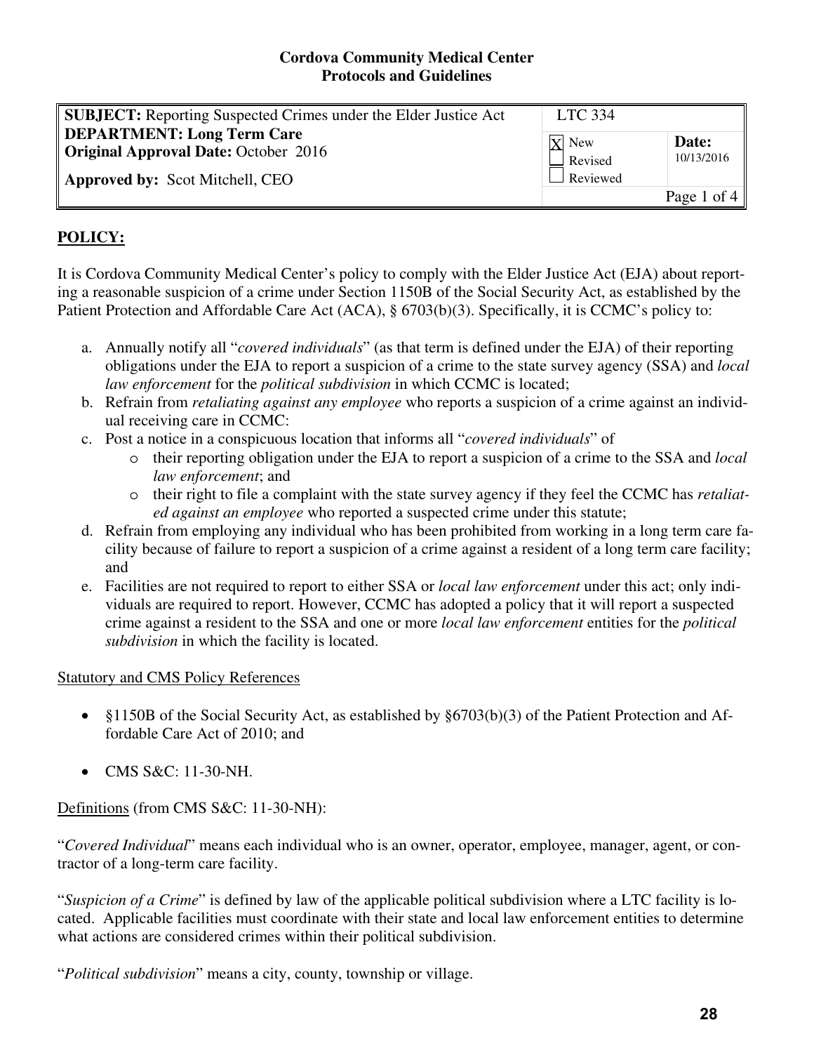**Cordova Community Medical Center**
**Protocols and Guidelines**

| **SUBJECT:** Reporting Suspected Crimes under the Elder Justice Act<br>**DEPARTMENT: Long Term Care**<br>**Original Approval Date:** October 2016<br>**Approved by:** Scot Mitchell, CEO | LTC 334 | |
|---|---|---|
| | [X] New<br>[ ] Revised<br>[ ] Reviewed | **Date:**<br>10/13/2016 |
| | | Page 1 of 4 |

## POLICY:

It is Cordova Community Medical Center's policy to comply with the Elder Justice Act (EJA) about reporting a reasonable suspicion of a crime under Section 1150B of the Social Security Act, as established by the Patient Protection and Affordable Care Act (ACA), § 6703(b)(3). Specifically, it is CCMC's policy to:

a. Annually notify all "*covered individuals*" (as that term is defined under the EJA) of their reporting obligations under the EJA to report a suspicion of a crime to the state survey agency (SSA) and *local law enforcement* for the *political subdivision* in which CCMC is located;
b. Refrain from *retaliating against any employee* who reports a suspicion of a crime against an individual receiving care in CCMC:
c. Post a notice in a conspicuous location that informs all "*covered individuals*" of
    - their reporting obligation under the EJA to report a suspicion of a crime to the SSA and *local law enforcement*; and
    - their right to file a complaint with the state survey agency if they feel the CCMC has *retaliated against an employee* who reported a suspected crime under this statute;
d. Refrain from employing any individual who has been prohibited from working in a long term care facility because of failure to report a suspicion of a crime against a resident of a long term care facility; and
e. Facilities are not required to report to either SSA or *local law enforcement* under this act; only individuals are required to report. However, CCMC has adopted a policy that it will report a suspected crime against a resident to the SSA and one or more *local law enforcement* entities for the *political subdivision* in which the facility is located.

Statutory and CMS Policy References

- §1150B of the Social Security Act, as established by §6703(b)(3) of the Patient Protection and Affordable Care Act of 2010; and
- CMS S&C: 11-30-NH.

Definitions (from CMS S&C: 11-30-NH):

"*Covered Individual*" means each individual who is an owner, operator, employee, manager, agent, or contractor of a long-term care facility.

"*Suspicion of a Crime*" is defined by law of the applicable political subdivision where a LTC facility is located. Applicable facilities must coordinate with their state and local law enforcement entities to determine what actions are considered crimes within their political subdivision.

"*Political subdivision*" means a city, county, township or village.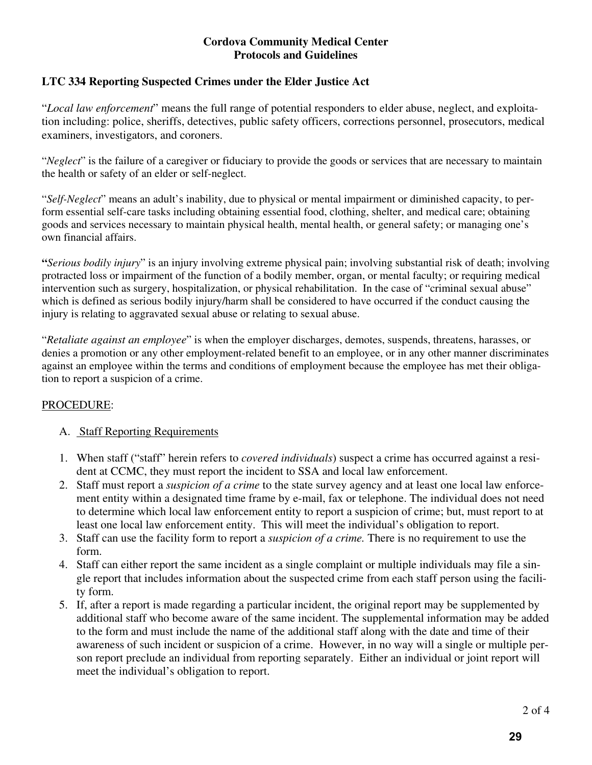**Cordova Community Medical Center**
**Protocols and Guidelines**

## LTC 334 Reporting Suspected Crimes under the Elder Justice Act

"*Local law enforcement*" means the full range of potential responders to elder abuse, neglect, and exploitation including: police, sheriffs, detectives, public safety officers, corrections personnel, prosecutors, medical examiners, investigators, and coroners.

"*Neglect*" is the failure of a caregiver or fiduciary to provide the goods or services that are necessary to maintain the health or safety of an elder or self-neglect.

"*Self-Neglect*" means an adult's inability, due to physical or mental impairment or diminished capacity, to perform essential self-care tasks including obtaining essential food, clothing, shelter, and medical care; obtaining goods and services necessary to maintain physical health, mental health, or general safety; or managing one's own financial affairs.

"*Serious bodily injury*" is an injury involving extreme physical pain; involving substantial risk of death; involving protracted loss or impairment of the function of a bodily member, organ, or mental faculty; or requiring medical intervention such as surgery, hospitalization, or physical rehabilitation. In the case of "criminal sexual abuse" which is defined as serious bodily injury/harm shall be considered to have occurred if the conduct causing the injury is relating to aggravated sexual abuse or relating to sexual abuse.

"*Retaliate against an employee*" is when the employer discharges, demotes, suspends, threatens, harasses, or denies a promotion or any other employment-related benefit to an employee, or in any other manner discriminates against an employee within the terms and conditions of employment because the employee has met their obligation to report a suspicion of a crime.

PROCEDURE:

A. Staff Reporting Requirements

1. When staff ("staff" herein refers to *covered individuals*) suspect a crime has occurred against a resident at CCMC, they must report the incident to SSA and local law enforcement.
2. Staff must report a *suspicion of a crime* to the state survey agency and at least one local law enforcement entity within a designated time frame by e-mail, fax or telephone. The individual does not need to determine which local law enforcement entity to report a suspicion of crime; but, must report to at least one local law enforcement entity. This will meet the individual's obligation to report.
3. Staff can use the facility form to report a *suspicion of a crime.* There is no requirement to use the form.
4. Staff can either report the same incident as a single complaint or multiple individuals may file a single report that includes information about the suspected crime from each staff person using the facility form.
5. If, after a report is made regarding a particular incident, the original report may be supplemented by additional staff who become aware of the same incident. The supplemental information may be added to the form and must include the name of the additional staff along with the date and time of their awareness of such incident or suspicion of a crime. However, in no way will a single or multiple person report preclude an individual from reporting separately. Either an individual or joint report will meet the individual's obligation to report.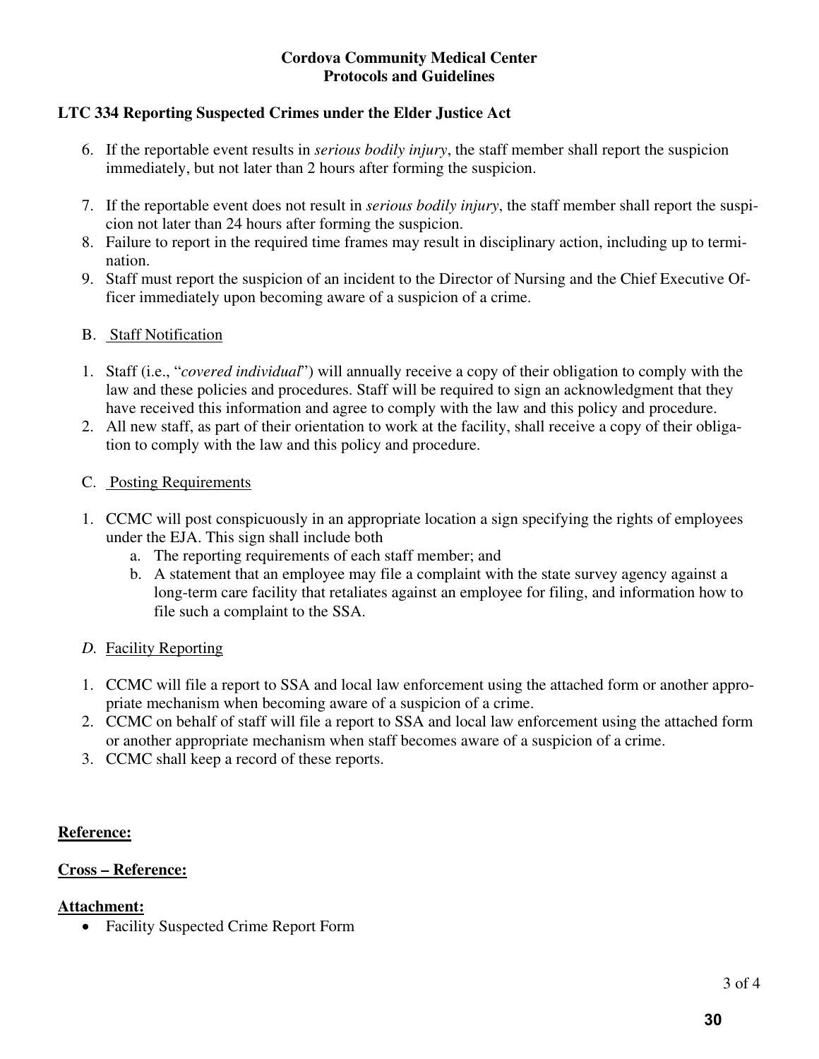**Cordova Community Medical Center**
**Protocols and Guidelines**

**LTC 334 Reporting Suspected Crimes under the Elder Justice Act**

6. If the reportable event results in *serious bodily injury*, the staff member shall report the suspicion immediately, but not later than 2 hours after forming the suspicion.
7. If the reportable event does not result in *serious bodily injury*, the staff member shall report the suspicion not later than 24 hours after forming the suspicion.
8. Failure to report in the required time frames may result in disciplinary action, including up to termination.
9. Staff must report the suspicion of an incident to the Director of Nursing and the Chief Executive Officer immediately upon becoming aware of a suspicion of a crime.

B. Staff Notification

1. Staff (i.e., "*covered individual*") will annually receive a copy of their obligation to comply with the law and these policies and procedures. Staff will be required to sign an acknowledgment that they have received this information and agree to comply with the law and this policy and procedure.
2. All new staff, as part of their orientation to work at the facility, shall receive a copy of their obligation to comply with the law and this policy and procedure.

C. Posting Requirements

1. CCMC will post conspicuously in an appropriate location a sign specifying the rights of employees under the EJA. This sign shall include both
   a. The reporting requirements of each staff member; and
   b. A statement that an employee may file a complaint with the state survey agency against a long-term care facility that retaliates against an employee for filing, and information how to file such a complaint to the SSA.

*D.* Facility Reporting

1. CCMC will file a report to SSA and local law enforcement using the attached form or another appropriate mechanism when becoming aware of a suspicion of a crime.
2. CCMC on behalf of staff will file a report to SSA and local law enforcement using the attached form or another appropriate mechanism when staff becomes aware of a suspicion of a crime.
3. CCMC shall keep a record of these reports.

**Reference:**

**Cross – Reference:**

**Attachment:**

- Facility Suspected Crime Report Form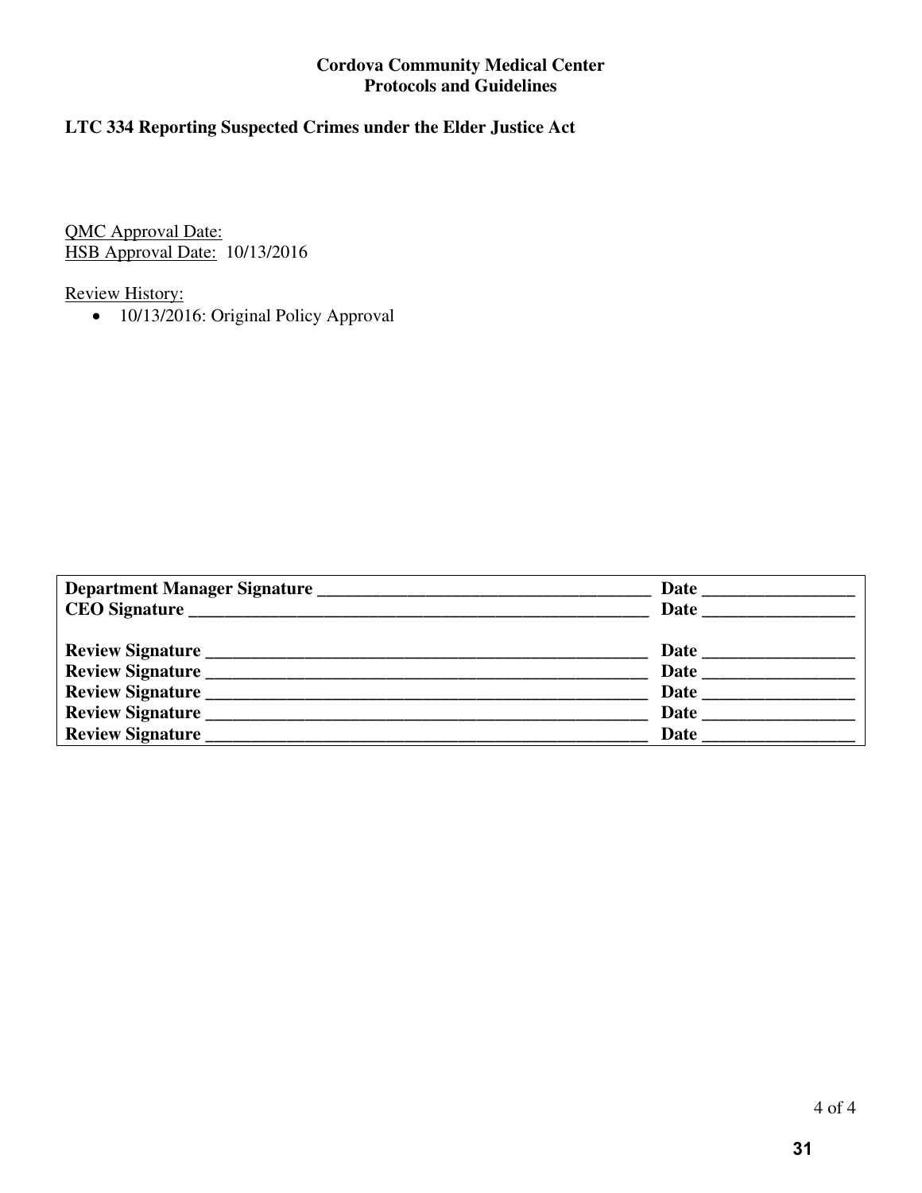**Cordova Community Medical Center**
**Protocols and Guidelines**

**LTC 334 Reporting Suspected Crimes under the Elder Justice Act**

QMC Approval Date:
HSB Approval Date: 10/13/2016

Review History:

- 10/13/2016: Original Policy Approval

| | |
|---|---|
| **Department Manager Signature ____________________________________** | **Date ________________** |
| **CEO Signature ____________________________________________________** | **Date ________________** |
| | |
| **Review Signature __________________________________________________** | **Date ________________** |
| **Review Signature __________________________________________________** | **Date ________________** |
| **Review Signature __________________________________________________** | **Date ________________** |
| **Review Signature __________________________________________________** | **Date ________________** |
| **Review Signature __________________________________________________** | **Date ________________** |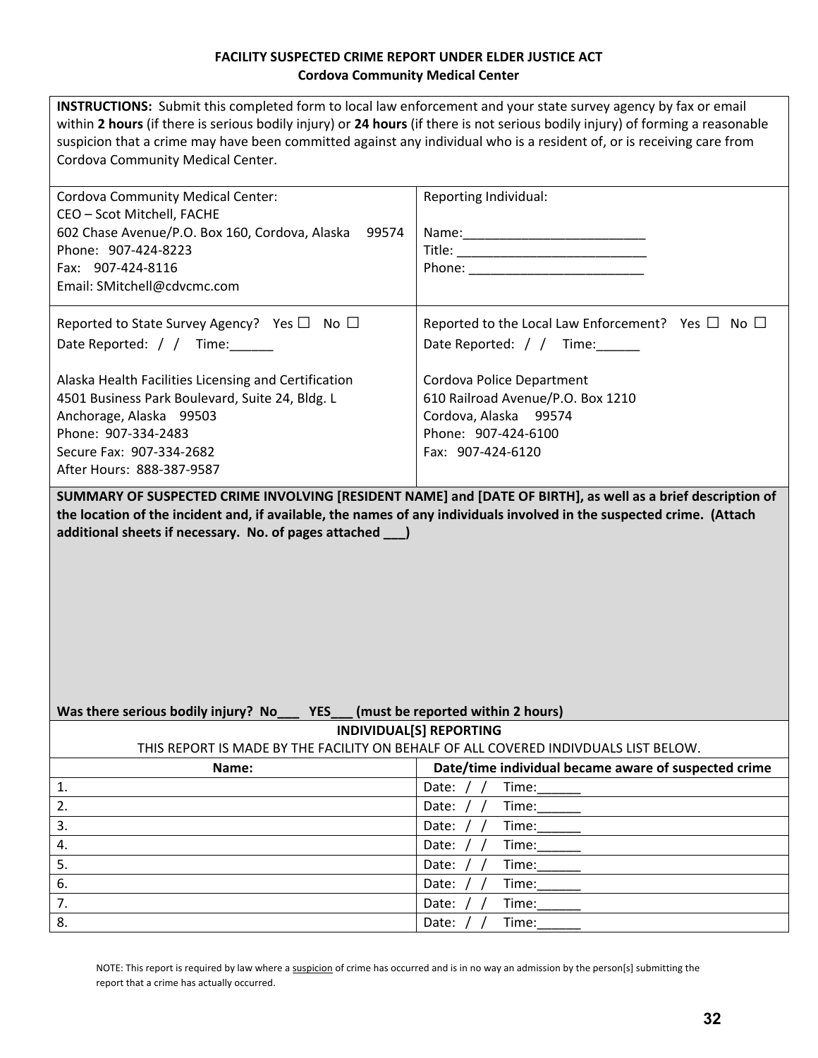# FACILITY SUSPECTED CRIME REPORT UNDER ELDER JUSTICE ACT

## Cordova Community Medical Center

**INSTRUCTIONS:** Submit this completed form to local law enforcement and your state survey agency by fax or email within **2 hours** (if there is serious bodily injury) or **24 hours** (if there is not serious bodily injury) of forming a reasonable suspicion that a crime may have been committed against any individual who is a resident of, or is receiving care from Cordova Community Medical Center.

| | |
|---|---|
| Cordova Community Medical Center:<br>CEO – Scot Mitchell, FACHE<br>602 Chase Avenue/P.O. Box 160, Cordova, Alaska 99574<br>Phone: 907-424-8223<br>Fax: 907-424-8116<br>Email: SMitchell@cdvcmc.com | Reporting Individual:<br><br>Name:_________________________<br>Title: __________________________<br>Phone: ________________________ |
| Reported to State Survey Agency? Yes ☐ No ☐<br>Date Reported: / / Time:______<br><br>Alaska Health Facilities Licensing and Certification<br>4501 Business Park Boulevard, Suite 24, Bldg. L<br>Anchorage, Alaska 99503<br>Phone: 907-334-2483<br>Secure Fax: 907-334-2682<br>After Hours: 888-387-9587 | Reported to the Local Law Enforcement? Yes ☐ No ☐<br>Date Reported: / / Time:______<br><br>Cordova Police Department<br>610 Railroad Avenue/P.O. Box 1210<br>Cordova, Alaska 99574<br>Phone: 907-424-6100<br>Fax: 907-424-6120 |

**SUMMARY OF SUSPECTED CRIME INVOLVING [RESIDENT NAME] and [DATE OF BIRTH], as well as a brief description of the location of the incident and, if available, the names of any individuals involved in the suspected crime. (Attach additional sheets if necessary. No. of pages attached ___)**

**Was there serious bodily injury? No___ YES___ (must be reported within 2 hours)**

**INDIVIDUAL[S] REPORTING**

THIS REPORT IS MADE BY THE FACILITY ON BEHALF OF ALL COVERED INDIVDUALS LIST BELOW.

| Name: | Date/time individual became aware of suspected crime |
|---|---|
| 1. | Date: / / Time:______ |
| 2. | Date: / / Time:______ |
| 3. | Date: / / Time:______ |
| 4. | Date: / / Time:______ |
| 5. | Date: / / Time:______ |
| 6. | Date: / / Time:______ |
| 7. | Date: / / Time:______ |
| 8. | Date: / / Time:______ |

NOTE: This report is required by law where a suspicion of crime has occurred and is in no way an admission by the person[s] submitting the report that a crime has actually occurred.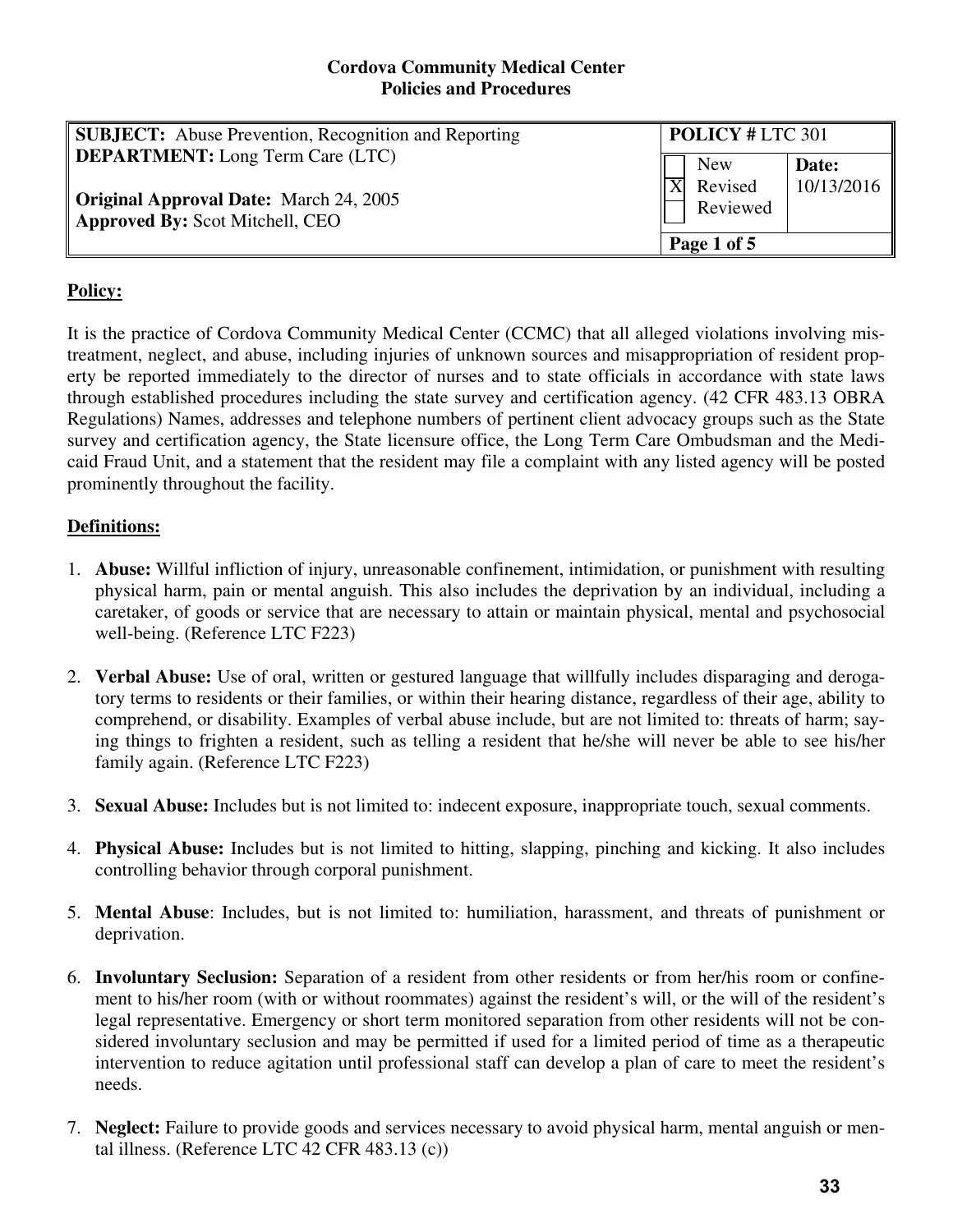**Cordova Community Medical Center**
**Policies and Procedures**

| **SUBJECT:** Abuse Prevention, Recognition and Reporting<br>**DEPARTMENT:** Long Term Care (LTC)<br><br>**Original Approval Date:** March 24, 2005<br>**Approved By:** Scot Mitchell, CEO | **POLICY #** LTC 301 | |
|---|---|---|
| | ☐ New<br>☒ Revised<br>☐ Reviewed | **Date:** 10/13/2016 |
| | **Page 1 of 5** | |

## Policy:

It is the practice of Cordova Community Medical Center (CCMC) that all alleged violations involving mistreatment, neglect, and abuse, including injuries of unknown sources and misappropriation of resident property be reported immediately to the director of nurses and to state officials in accordance with state laws through established procedures including the state survey and certification agency. (42 CFR 483.13 OBRA Regulations) Names, addresses and telephone numbers of pertinent client advocacy groups such as the State survey and certification agency, the State licensure office, the Long Term Care Ombudsman and the Medicaid Fraud Unit, and a statement that the resident may file a complaint with any listed agency will be posted prominently throughout the facility.

## Definitions:

1. **Abuse:** Willful infliction of injury, unreasonable confinement, intimidation, or punishment with resulting physical harm, pain or mental anguish. This also includes the deprivation by an individual, including a caretaker, of goods or service that are necessary to attain or maintain physical, mental and psychosocial well-being. (Reference LTC F223)

2. **Verbal Abuse:** Use of oral, written or gestured language that willfully includes disparaging and derogatory terms to residents or their families, or within their hearing distance, regardless of their age, ability to comprehend, or disability. Examples of verbal abuse include, but are not limited to: threats of harm; saying things to frighten a resident, such as telling a resident that he/she will never be able to see his/her family again. (Reference LTC F223)

3. **Sexual Abuse:** Includes but is not limited to: indecent exposure, inappropriate touch, sexual comments.

4. **Physical Abuse:** Includes but is not limited to hitting, slapping, pinching and kicking. It also includes controlling behavior through corporal punishment.

5. **Mental Abuse**: Includes, but is not limited to: humiliation, harassment, and threats of punishment or deprivation.

6. **Involuntary Seclusion:** Separation of a resident from other residents or from her/his room or confinement to his/her room (with or without roommates) against the resident's will, or the will of the resident's legal representative. Emergency or short term monitored separation from other residents will not be considered involuntary seclusion and may be permitted if used for a limited period of time as a therapeutic intervention to reduce agitation until professional staff can develop a plan of care to meet the resident's needs.

7. **Neglect:** Failure to provide goods and services necessary to avoid physical harm, mental anguish or mental illness. (Reference LTC 42 CFR 483.13 (c))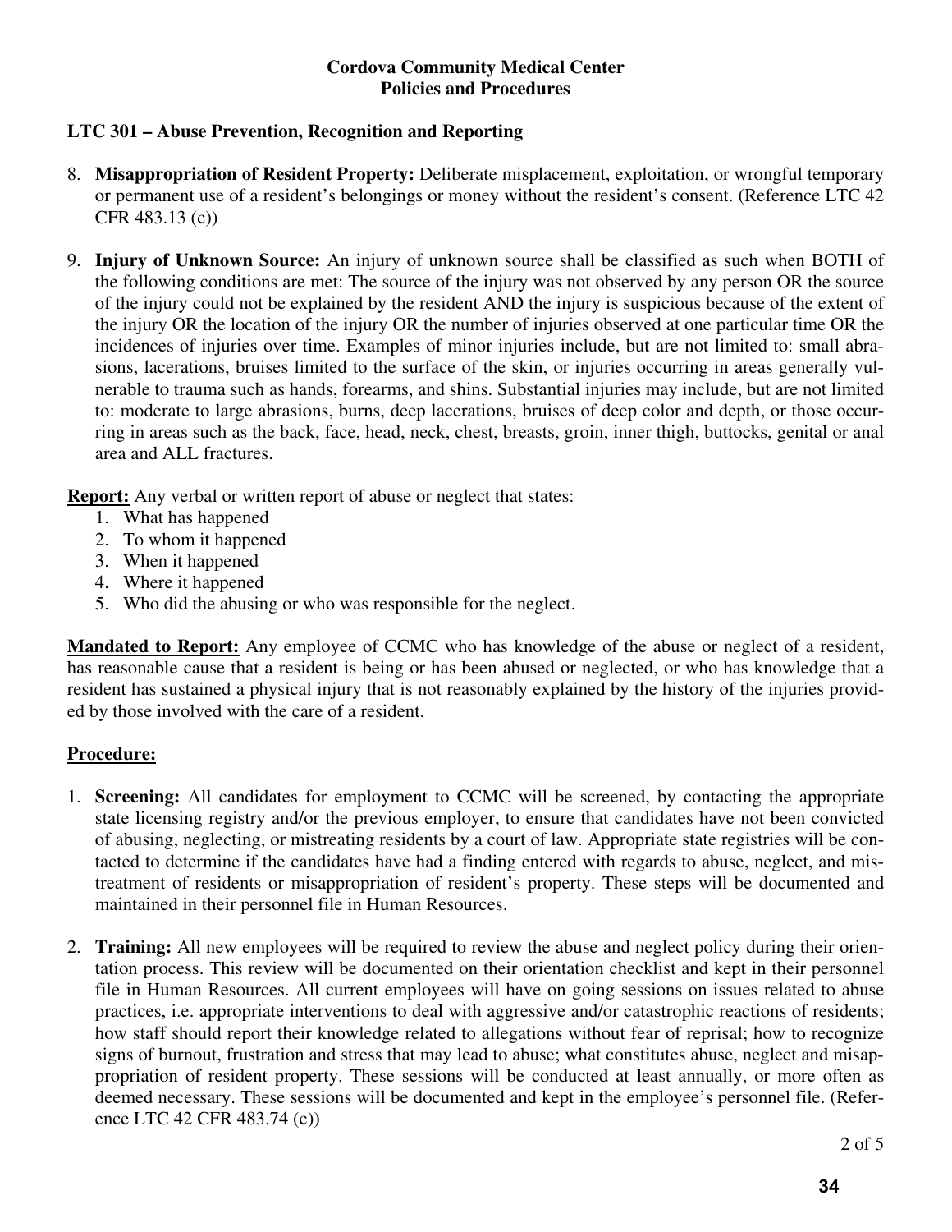**Cordova Community Medical Center**
**Policies and Procedures**

**LTC 301 – Abuse Prevention, Recognition and Reporting**

8. **Misappropriation of Resident Property:** Deliberate misplacement, exploitation, or wrongful temporary or permanent use of a resident's belongings or money without the resident's consent. (Reference LTC 42 CFR 483.13 (c))

9. **Injury of Unknown Source:** An injury of unknown source shall be classified as such when BOTH of the following conditions are met: The source of the injury was not observed by any person OR the source of the injury could not be explained by the resident AND the injury is suspicious because of the extent of the injury OR the location of the injury OR the number of injuries observed at one particular time OR the incidences of injuries over time. Examples of minor injuries include, but are not limited to: small abrasions, lacerations, bruises limited to the surface of the skin, or injuries occurring in areas generally vulnerable to trauma such as hands, forearms, and shins. Substantial injuries may include, but are not limited to: moderate to large abrasions, burns, deep lacerations, bruises of deep color and depth, or those occurring in areas such as the back, face, head, neck, chest, breasts, groin, inner thigh, buttocks, genital or anal area and ALL fractures.

**Report:** Any verbal or written report of abuse or neglect that states:
1. What has happened
2. To whom it happened
3. When it happened
4. Where it happened
5. Who did the abusing or who was responsible for the neglect.

**Mandated to Report:** Any employee of CCMC who has knowledge of the abuse or neglect of a resident, has reasonable cause that a resident is being or has been abused or neglected, or who has knowledge that a resident has sustained a physical injury that is not reasonably explained by the history of the injuries provided by those involved with the care of a resident.

**Procedure:**

1. **Screening:** All candidates for employment to CCMC will be screened, by contacting the appropriate state licensing registry and/or the previous employer, to ensure that candidates have not been convicted of abusing, neglecting, or mistreating residents by a court of law. Appropriate state registries will be contacted to determine if the candidates have had a finding entered with regards to abuse, neglect, and mistreatment of residents or misappropriation of resident's property. These steps will be documented and maintained in their personnel file in Human Resources.

2. **Training:** All new employees will be required to review the abuse and neglect policy during their orientation process. This review will be documented on their orientation checklist and kept in their personnel file in Human Resources. All current employees will have on going sessions on issues related to abuse practices, i.e. appropriate interventions to deal with aggressive and/or catastrophic reactions of residents; how staff should report their knowledge related to allegations without fear of reprisal; how to recognize signs of burnout, frustration and stress that may lead to abuse; what constitutes abuse, neglect and misappropriation of resident property. These sessions will be conducted at least annually, or more often as deemed necessary. These sessions will be documented and kept in the employee's personnel file. (Reference LTC 42 CFR 483.74 (c))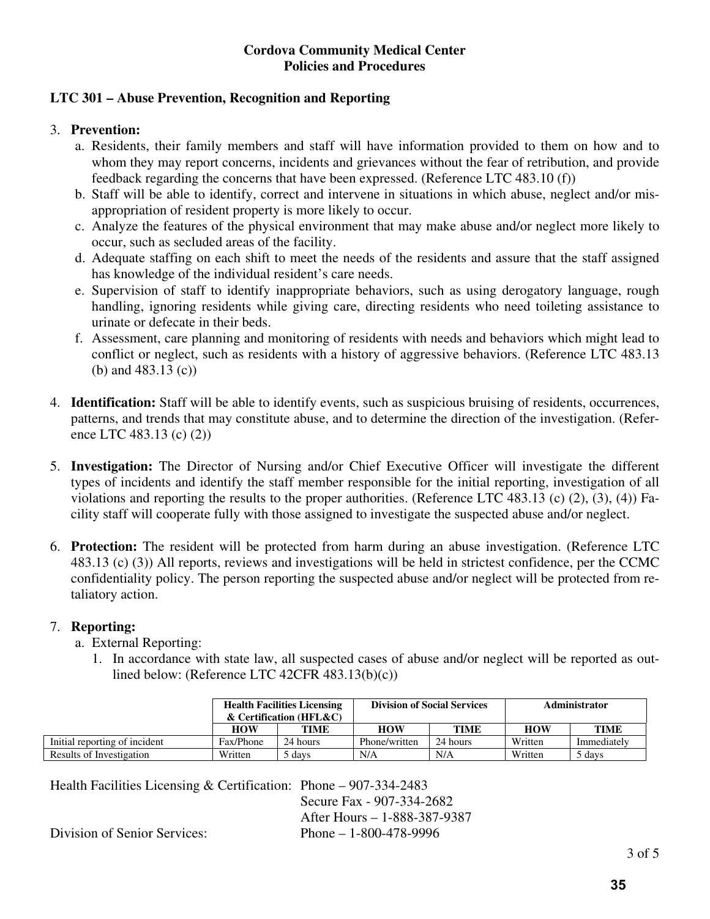**Cordova Community Medical Center**
**Policies and Procedures**

### LTC 301 – Abuse Prevention, Recognition and Reporting

3. **Prevention:**
   a. Residents, their family members and staff will have information provided to them on how and to whom they may report concerns, incidents and grievances without the fear of retribution, and provide feedback regarding the concerns that have been expressed. (Reference LTC 483.10 (f))
   b. Staff will be able to identify, correct and intervene in situations in which abuse, neglect and/or misappropriation of resident property is more likely to occur.
   c. Analyze the features of the physical environment that may make abuse and/or neglect more likely to occur, such as secluded areas of the facility.
   d. Adequate staffing on each shift to meet the needs of the residents and assure that the staff assigned has knowledge of the individual resident's care needs.
   e. Supervision of staff to identify inappropriate behaviors, such as using derogatory language, rough handling, ignoring residents while giving care, directing residents who need toileting assistance to urinate or defecate in their beds.
   f. Assessment, care planning and monitoring of residents with needs and behaviors which might lead to conflict or neglect, such as residents with a history of aggressive behaviors. (Reference LTC 483.13 (b) and 483.13 (c))

4. **Identification:** Staff will be able to identify events, such as suspicious bruising of residents, occurrences, patterns, and trends that may constitute abuse, and to determine the direction of the investigation. (Reference LTC 483.13 (c) (2))

5. **Investigation:** The Director of Nursing and/or Chief Executive Officer will investigate the different types of incidents and identify the staff member responsible for the initial reporting, investigation of all violations and reporting the results to the proper authorities. (Reference LTC 483.13 (c) (2), (3), (4)) Facility staff will cooperate fully with those assigned to investigate the suspected abuse and/or neglect.

6. **Protection:** The resident will be protected from harm during an abuse investigation. (Reference LTC 483.13 (c) (3)) All reports, reviews and investigations will be held in strictest confidence, per the CCMC confidentiality policy. The person reporting the suspected abuse and/or neglect will be protected from retaliatory action.

7. **Reporting:**
   a. External Reporting:
      1. In accordance with state law, all suspected cases of abuse and/or neglect will be reported as outlined below: (Reference LTC 42CFR 483.13(b)(c))

| | **Health Facilities Licensing & Certification (HFL&C)** | | **Division of Social Services** | | **Administrator** | |
|---|---|---|---|---|---|---|
| | **HOW** | **TIME** | **HOW** | **TIME** | **HOW** | **TIME** |
| Initial reporting of incident | Fax/Phone | 24 hours | Phone/written | 24 hours | Written | Immediately |
| Results of Investigation | Written | 5 days | N/A | N/A | Written | 5 days |

Health Facilities Licensing & Certification: Phone – 907-334-2483
Secure Fax - 907-334-2682
After Hours – 1-888-387-9387

Division of Senior Services: Phone – 1-800-478-9996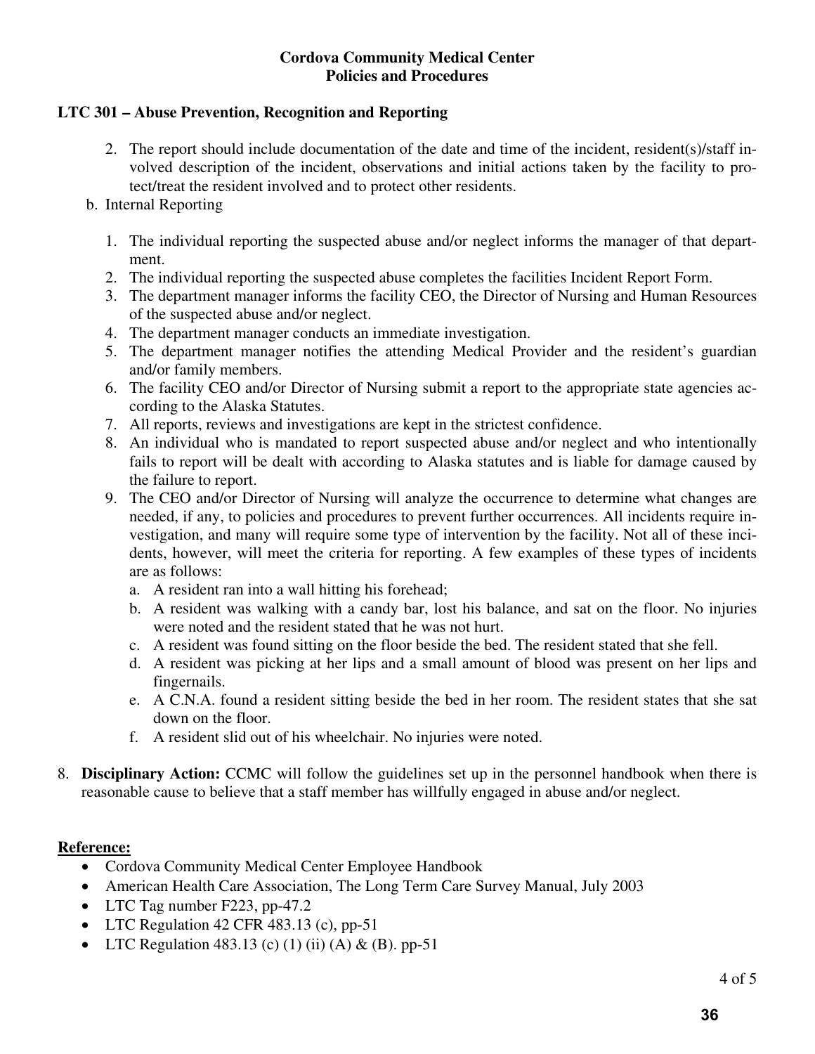**Cordova Community Medical Center**
**Policies and Procedures**

**LTC 301 – Abuse Prevention, Recognition and Reporting**

2. The report should include documentation of the date and time of the incident, resident(s)/staff involved description of the incident, observations and initial actions taken by the facility to protect/treat the resident involved and to protect other residents.

b. Internal Reporting

1. The individual reporting the suspected abuse and/or neglect informs the manager of that department.
2. The individual reporting the suspected abuse completes the facilities Incident Report Form.
3. The department manager informs the facility CEO, the Director of Nursing and Human Resources of the suspected abuse and/or neglect.
4. The department manager conducts an immediate investigation.
5. The department manager notifies the attending Medical Provider and the resident's guardian and/or family members.
6. The facility CEO and/or Director of Nursing submit a report to the appropriate state agencies according to the Alaska Statutes.
7. All reports, reviews and investigations are kept in the strictest confidence.
8. An individual who is mandated to report suspected abuse and/or neglect and who intentionally fails to report will be dealt with according to Alaska statutes and is liable for damage caused by the failure to report.
9. The CEO and/or Director of Nursing will analyze the occurrence to determine what changes are needed, if any, to policies and procedures to prevent further occurrences. All incidents require investigation, and many will require some type of intervention by the facility. Not all of these incidents, however, will meet the criteria for reporting. A few examples of these types of incidents are as follows:
   a. A resident ran into a wall hitting his forehead;
   b. A resident was walking with a candy bar, lost his balance, and sat on the floor. No injuries were noted and the resident stated that he was not hurt.
   c. A resident was found sitting on the floor beside the bed. The resident stated that she fell.
   d. A resident was picking at her lips and a small amount of blood was present on her lips and fingernails.
   e. A C.N.A. found a resident sitting beside the bed in her room. The resident states that she sat down on the floor.
   f. A resident slid out of his wheelchair. No injuries were noted.

8. **Disciplinary Action:** CCMC will follow the guidelines set up in the personnel handbook when there is reasonable cause to believe that a staff member has willfully engaged in abuse and/or neglect.

**Reference:**

- Cordova Community Medical Center Employee Handbook
- American Health Care Association, The Long Term Care Survey Manual, July 2003
- LTC Tag number F223, pp-47.2
- LTC Regulation 42 CFR 483.13 (c), pp-51
- LTC Regulation 483.13 (c) (1) (ii) (A) & (B). pp-51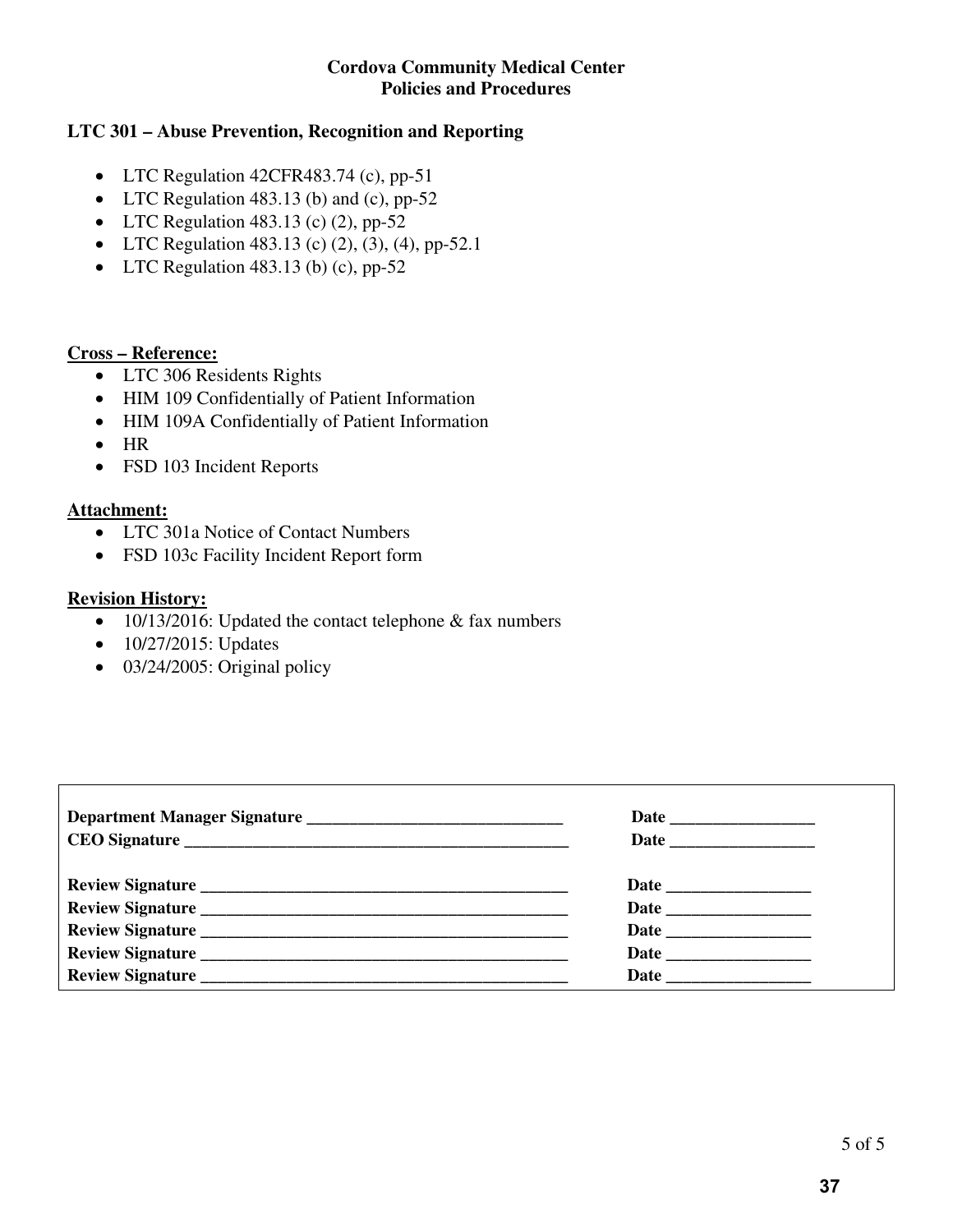**Cordova Community Medical Center**
**Policies and Procedures**

**LTC 301 – Abuse Prevention, Recognition and Reporting**

- LTC Regulation 42CFR483.74 (c), pp-51
- LTC Regulation 483.13 (b) and (c), pp-52
- LTC Regulation 483.13 (c) (2), pp-52
- LTC Regulation 483.13 (c) (2), (3), (4), pp-52.1
- LTC Regulation 483.13 (b) (c), pp-52

**Cross – Reference:**

- LTC 306 Residents Rights
- HIM 109 Confidentially of Patient Information
- HIM 109A Confidentially of Patient Information
- HR
- FSD 103 Incident Reports

**Attachment:**

- LTC 301a Notice of Contact Numbers
- FSD 103c Facility Incident Report form

**Revision History:**

- 10/13/2016: Updated the contact telephone & fax numbers
- 10/27/2015: Updates
- 03/24/2005: Original policy

| | |
|---|---|
| **Department Manager Signature** ______________________________ | **Date** _________________ |
| **CEO Signature** ______________________________________________ | **Date** _________________ |
| **Review Signature** ___________________________________________ | **Date** _________________ |
| **Review Signature** ___________________________________________ | **Date** _________________ |
| **Review Signature** ___________________________________________ | **Date** _________________ |
| **Review Signature** ___________________________________________ | **Date** _________________ |
| **Review Signature** ___________________________________________ | **Date** _________________ |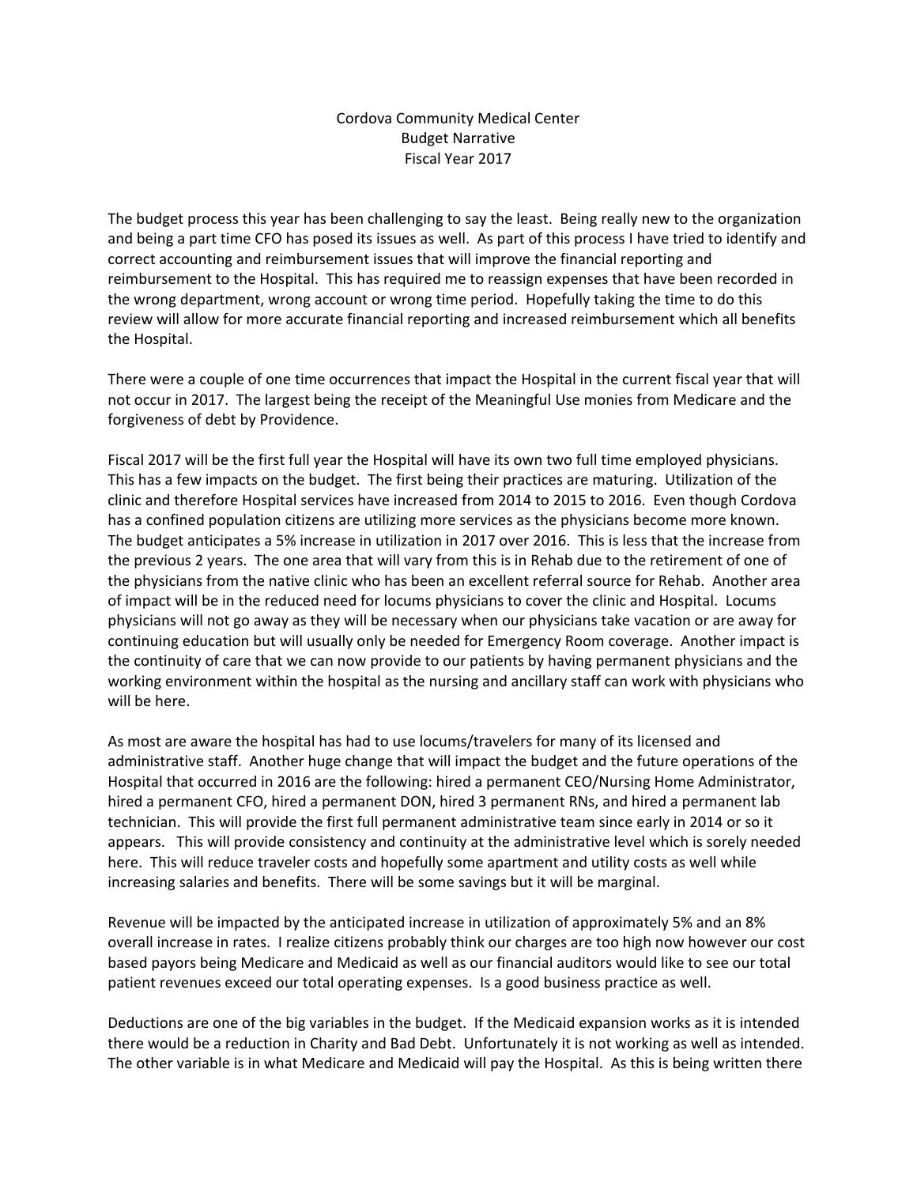# Cordova Community Medical Center
## Budget Narrative
### Fiscal Year 2017

The budget process this year has been challenging to say the least. Being really new to the organization and being a part time CFO has posed its issues as well. As part of this process I have tried to identify and correct accounting and reimbursement issues that will improve the financial reporting and reimbursement to the Hospital. This has required me to reassign expenses that have been recorded in the wrong department, wrong account or wrong time period. Hopefully taking the time to do this review will allow for more accurate financial reporting and increased reimbursement which all benefits the Hospital.

There were a couple of one time occurrences that impact the Hospital in the current fiscal year that will not occur in 2017. The largest being the receipt of the Meaningful Use monies from Medicare and the forgiveness of debt by Providence.

Fiscal 2017 will be the first full year the Hospital will have its own two full time employed physicians. This has a few impacts on the budget. The first being their practices are maturing. Utilization of the clinic and therefore Hospital services have increased from 2014 to 2015 to 2016. Even though Cordova has a confined population citizens are utilizing more services as the physicians become more known. The budget anticipates a 5% increase in utilization in 2017 over 2016. This is less that the increase from the previous 2 years. The one area that will vary from this is in Rehab due to the retirement of one of the physicians from the native clinic who has been an excellent referral source for Rehab. Another area of impact will be in the reduced need for locums physicians to cover the clinic and Hospital. Locums physicians will not go away as they will be necessary when our physicians take vacation or are away for continuing education but will usually only be needed for Emergency Room coverage. Another impact is the continuity of care that we can now provide to our patients by having permanent physicians and the working environment within the hospital as the nursing and ancillary staff can work with physicians who will be here.

As most are aware the hospital has had to use locums/travelers for many of its licensed and administrative staff. Another huge change that will impact the budget and the future operations of the Hospital that occurred in 2016 are the following: hired a permanent CEO/Nursing Home Administrator, hired a permanent CFO, hired a permanent DON, hired 3 permanent RNs, and hired a permanent lab technician. This will provide the first full permanent administrative team since early in 2014 or so it appears. This will provide consistency and continuity at the administrative level which is sorely needed here. This will reduce traveler costs and hopefully some apartment and utility costs as well while increasing salaries and benefits. There will be some savings but it will be marginal.

Revenue will be impacted by the anticipated increase in utilization of approximately 5% and an 8% overall increase in rates. I realize citizens probably think our charges are too high now however our cost based payors being Medicare and Medicaid as well as our financial auditors would like to see our total patient revenues exceed our total operating expenses. Is a good business practice as well.

Deductions are one of the big variables in the budget. If the Medicaid expansion works as it is intended there would be a reduction in Charity and Bad Debt. Unfortunately it is not working as well as intended. The other variable is in what Medicare and Medicaid will pay the Hospital. As this is being written there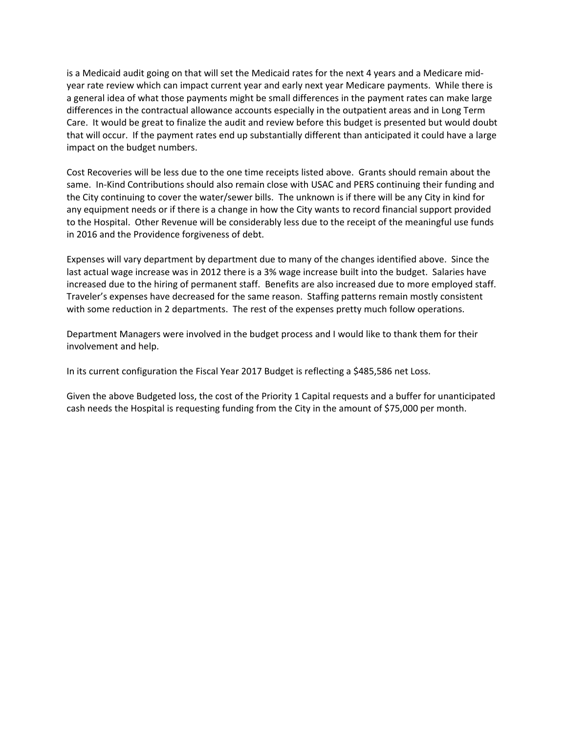is a Medicaid audit going on that will set the Medicaid rates for the next 4 years and a Medicare mid-year rate review which can impact current year and early next year Medicare payments. While there is a general idea of what those payments might be small differences in the payment rates can make large differences in the contractual allowance accounts especially in the outpatient areas and in Long Term Care. It would be great to finalize the audit and review before this budget is presented but would doubt that will occur. If the payment rates end up substantially different than anticipated it could have a large impact on the budget numbers.

Cost Recoveries will be less due to the one time receipts listed above. Grants should remain about the same. In-Kind Contributions should also remain close with USAC and PERS continuing their funding and the City continuing to cover the water/sewer bills. The unknown is if there will be any City in kind for any equipment needs or if there is a change in how the City wants to record financial support provided to the Hospital. Other Revenue will be considerably less due to the receipt of the meaningful use funds in 2016 and the Providence forgiveness of debt.

Expenses will vary department by department due to many of the changes identified above. Since the last actual wage increase was in 2012 there is a 3% wage increase built into the budget. Salaries have increased due to the hiring of permanent staff. Benefits are also increased due to more employed staff. Traveler's expenses have decreased for the same reason. Staffing patterns remain mostly consistent with some reduction in 2 departments. The rest of the expenses pretty much follow operations.

Department Managers were involved in the budget process and I would like to thank them for their involvement and help.

In its current configuration the Fiscal Year 2017 Budget is reflecting a $485,586 net Loss.

Given the above Budgeted loss, the cost of the Priority 1 Capital requests and a buffer for unanticipated cash needs the Hospital is requesting funding from the City in the amount of $75,000 per month.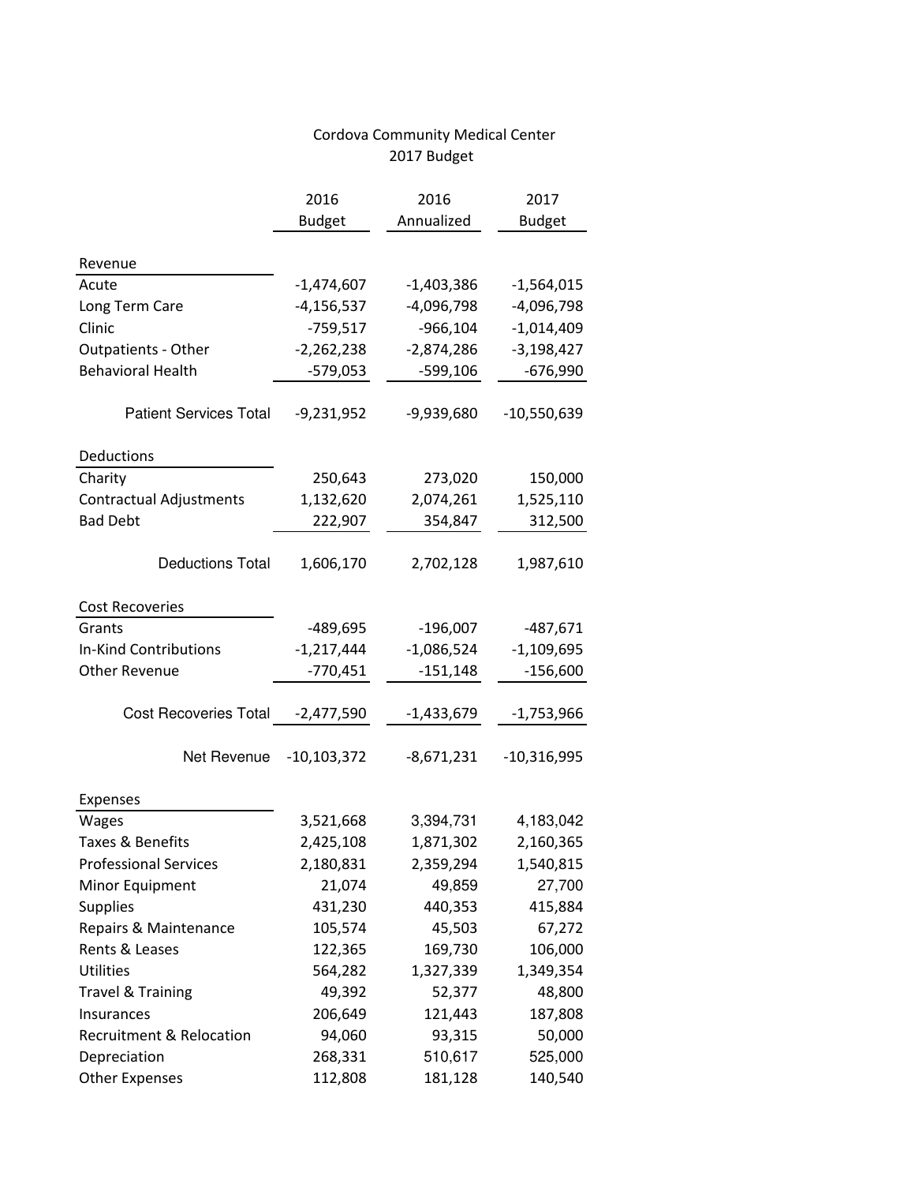# Cordova Community Medical Center
## 2017 Budget

| | 2016 Budget | 2016 Annualized | 2017 Budget |
|---|---|---|---|
| **Revenue** | | | |
| Acute | -1,474,607 | -1,403,386 | -1,564,015 |
| Long Term Care | -4,156,537 | -4,096,798 | -4,096,798 |
| Clinic | -759,517 | -966,104 | -1,014,409 |
| Outpatients - Other | -2,262,238 | -2,874,286 | -3,198,427 |
| Behavioral Health | -579,053 | -599,106 | -676,990 |
| Patient Services Total | -9,231,952 | -9,939,680 | -10,550,639 |
| **Deductions** | | | |
| Charity | 250,643 | 273,020 | 150,000 |
| Contractual Adjustments | 1,132,620 | 2,074,261 | 1,525,110 |
| Bad Debt | 222,907 | 354,847 | 312,500 |
| Deductions Total | 1,606,170 | 2,702,128 | 1,987,610 |
| **Cost Recoveries** | | | |
| Grants | -489,695 | -196,007 | -487,671 |
| In-Kind Contributions | -1,217,444 | -1,086,524 | -1,109,695 |
| Other Revenue | -770,451 | -151,148 | -156,600 |
| Cost Recoveries Total | -2,477,590 | -1,433,679 | -1,753,966 |
| Net Revenue | -10,103,372 | -8,671,231 | -10,316,995 |
| **Expenses** | | | |
| Wages | 3,521,668 | 3,394,731 | 4,183,042 |
| Taxes & Benefits | 2,425,108 | 1,871,302 | 2,160,365 |
| Professional Services | 2,180,831 | 2,359,294 | 1,540,815 |
| Minor Equipment | 21,074 | 49,859 | 27,700 |
| Supplies | 431,230 | 440,353 | 415,884 |
| Repairs & Maintenance | 105,574 | 45,503 | 67,272 |
| Rents & Leases | 122,365 | 169,730 | 106,000 |
| Utilities | 564,282 | 1,327,339 | 1,349,354 |
| Travel & Training | 49,392 | 52,377 | 48,800 |
| Insurances | 206,649 | 121,443 | 187,808 |
| Recruitment & Relocation | 94,060 | 93,315 | 50,000 |
| Depreciation | 268,331 | 510,617 | 525,000 |
| Other Expenses | 112,808 | 181,128 | 140,540 |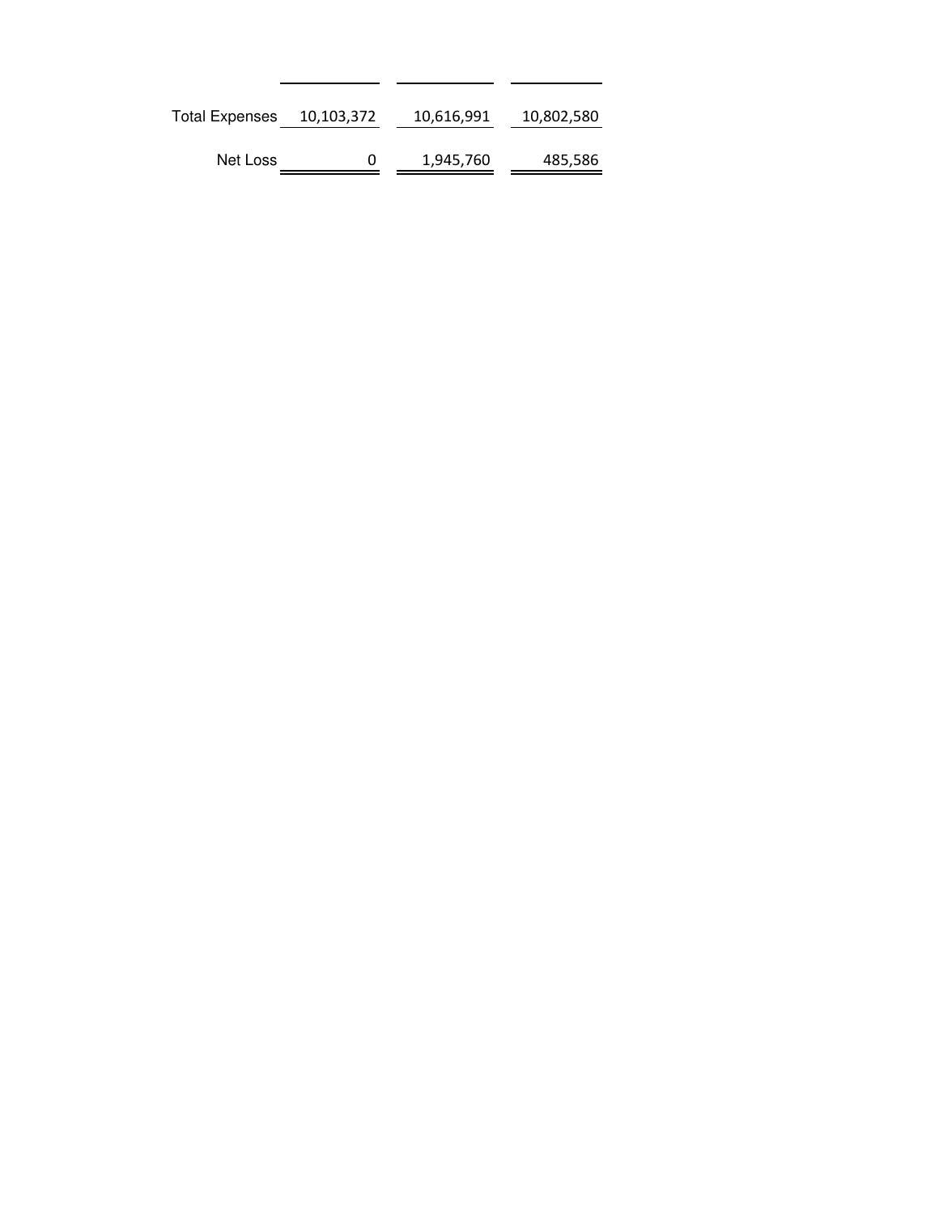|  |  |  |  |
|---|---|---|---|
| Total Expenses | 10,103,372 | 10,616,991 | 10,802,580 |
| Net Loss | 0 | 1,945,760 | 485,586 |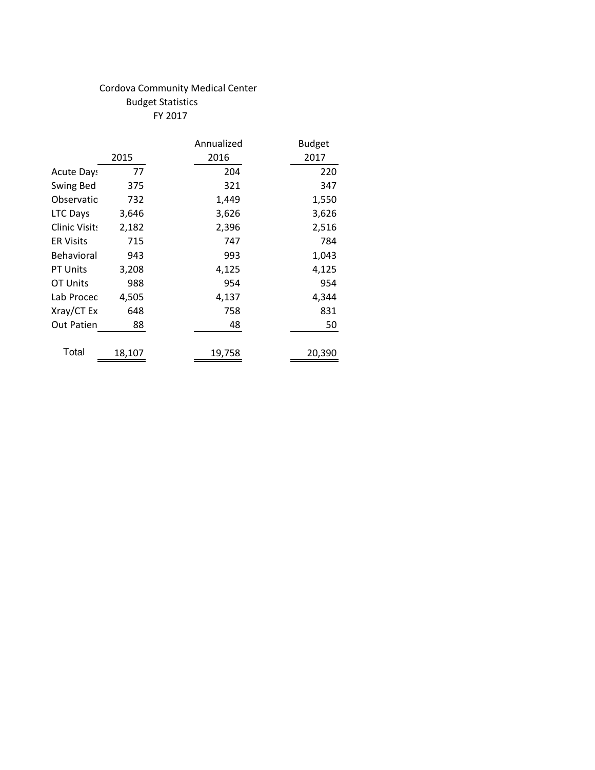Cordova Community Medical Center
Budget Statistics
FY 2017

| | 2015 | Annualized 2016 | Budget 2017 |
|---|---|---|---|
| Acute Days | 77 | 204 | 220 |
| Swing Bed | 375 | 321 | 347 |
| Observatio | 732 | 1,449 | 1,550 |
| LTC Days | 3,646 | 3,626 | 3,626 |
| Clinic Visits | 2,182 | 2,396 | 2,516 |
| ER Visits | 715 | 747 | 784 |
| Behavioral | 943 | 993 | 1,043 |
| PT Units | 3,208 | 4,125 | 4,125 |
| OT Units | 988 | 954 | 954 |
| Lab Proced | 4,505 | 4,137 | 4,344 |
| Xray/CT Ex | 648 | 758 | 831 |
| Out Patien | 88 | 48 | 50 |
| Total | 18,107 | 19,758 | 20,390 |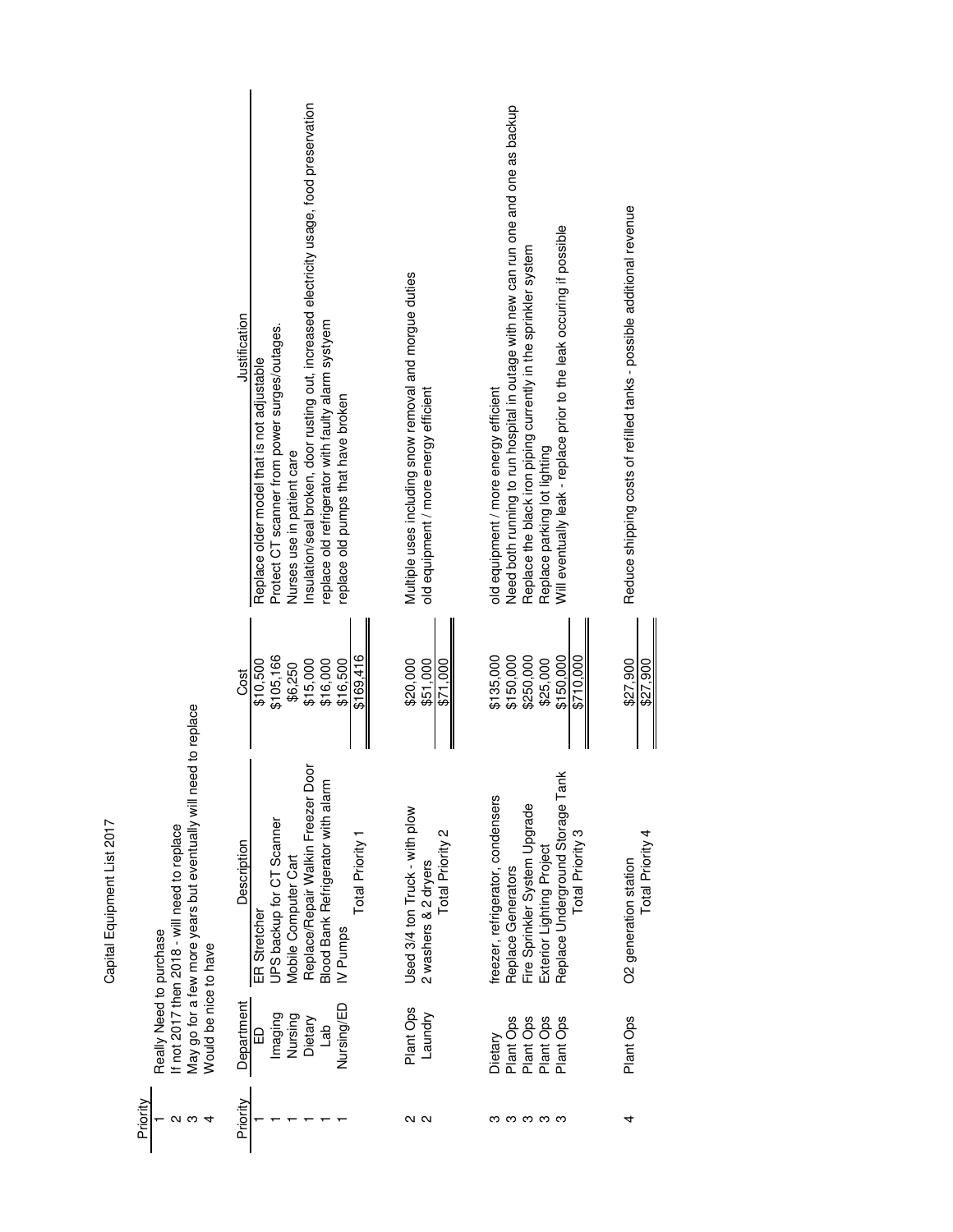# Capital Equipment List 2017

| Priority | |
|---|---|
| 1 | Really Need to purchase |
| 2 | If not 2017 then 2018 - will need to replace |
| 3 | May go for a few more years but eventually will need to replace |
| 4 | Would be nice to have |

| Priority | Department | Description | Cost | Justification |
|---|---|---|---|---|
| 1 | ED | ER Stretcher | $10,500 | Replace older model that is not adjustable |
| 1 | Imaging | UPS backup for CT Scanner | $105,166 | Protect CT scanner from power surges/outages. |
| 1 | Nursing | Mobile Computer Cart | $6,250 | Nurses use in patient care |
| 1 | Dietary | Replace/Repair Walkin Freezer Door | $15,000 | Insulation/seal broken, door rusting out, increased electricity usage, food preservation |
| 1 | Lab | Blood Bank Refrigerator with alarm | $16,000 | replace old refrigerator with faulty alarm systyem |
| 1 | Nursing/ED | IV Pumps | $16,500 | replace old pumps that have broken |
| | | Total Priority 1 | $169,416 | |
| 2 | Plant Ops | Used 3/4 ton Truck - with plow | $20,000 | Multiple uses including snow removal and morgue duties |
| 2 | Laundry | 2 washers & 2 dryers | $51,000 | old equipment / more energy efficient |
| | | Total Priority 2 | $71,000 | |
| 3 | Dietary | freezer, refrigerator, condensers | $135,000 | old equipment / more energy efficient |
| 3 | Plant Ops | Replace Generators | $150,000 | Need both running to run hospital in outage with new can run one and one as backup |
| 3 | Plant Ops | Fire Sprinkler System Upgrade | $250,000 | Replace the black iron piping currently in the sprinkler system |
| 3 | Plant Ops | Exterior Lighting Project | $25,000 | Replace parking lot lighting |
| 3 | Plant Ops | Replace Underground Storage Tank | $150,000 | Will eventually leak - replace prior to the leak occuring if possible |
| | | Total Priority 3 | $710,000 | |
| 4 | Plant Ops | O2 generation station | $27,900 | Reduce shipping costs of refilled tanks - possible additional revenue |
| | | Total Priority 4 | $27,900 | |